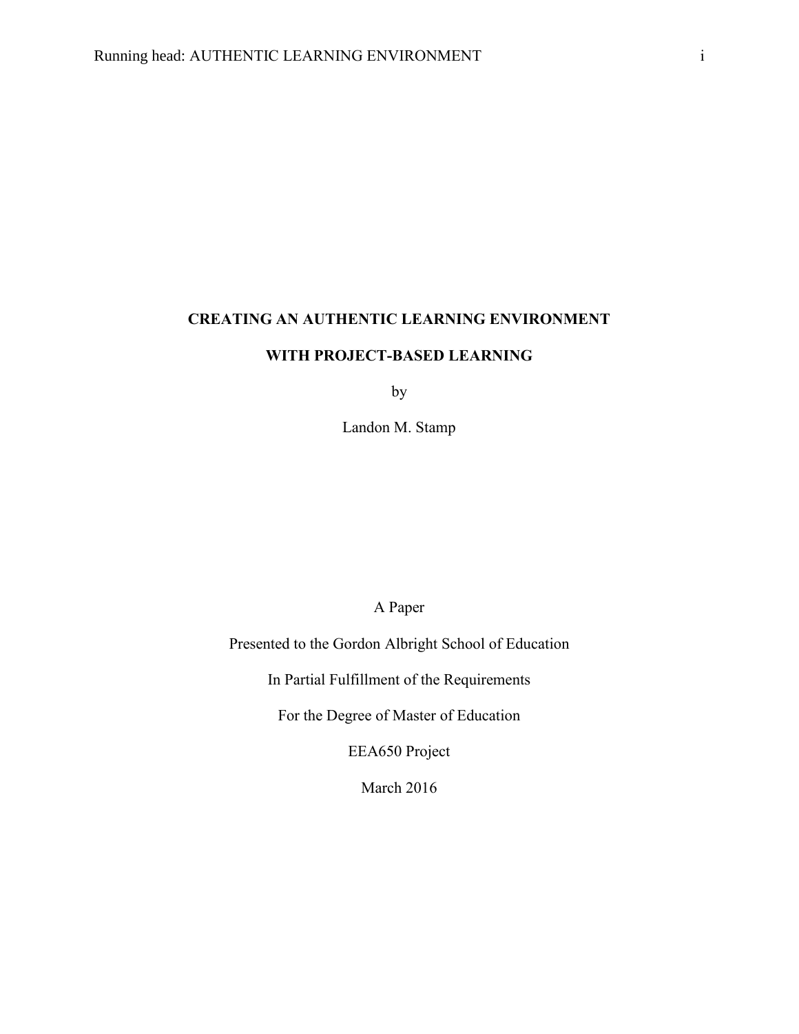# CREATING AN AUTHENTIC LEARNING ENVIRONMENT WITH PROJECT-BASED LEARNING

by

Landon M. Stamp

A Paper

Presented to the Gordon Albright School of Education

In Partial Fulfillment of the Requirements

For the Degree of Master of Education

EEA650 Project

March 2016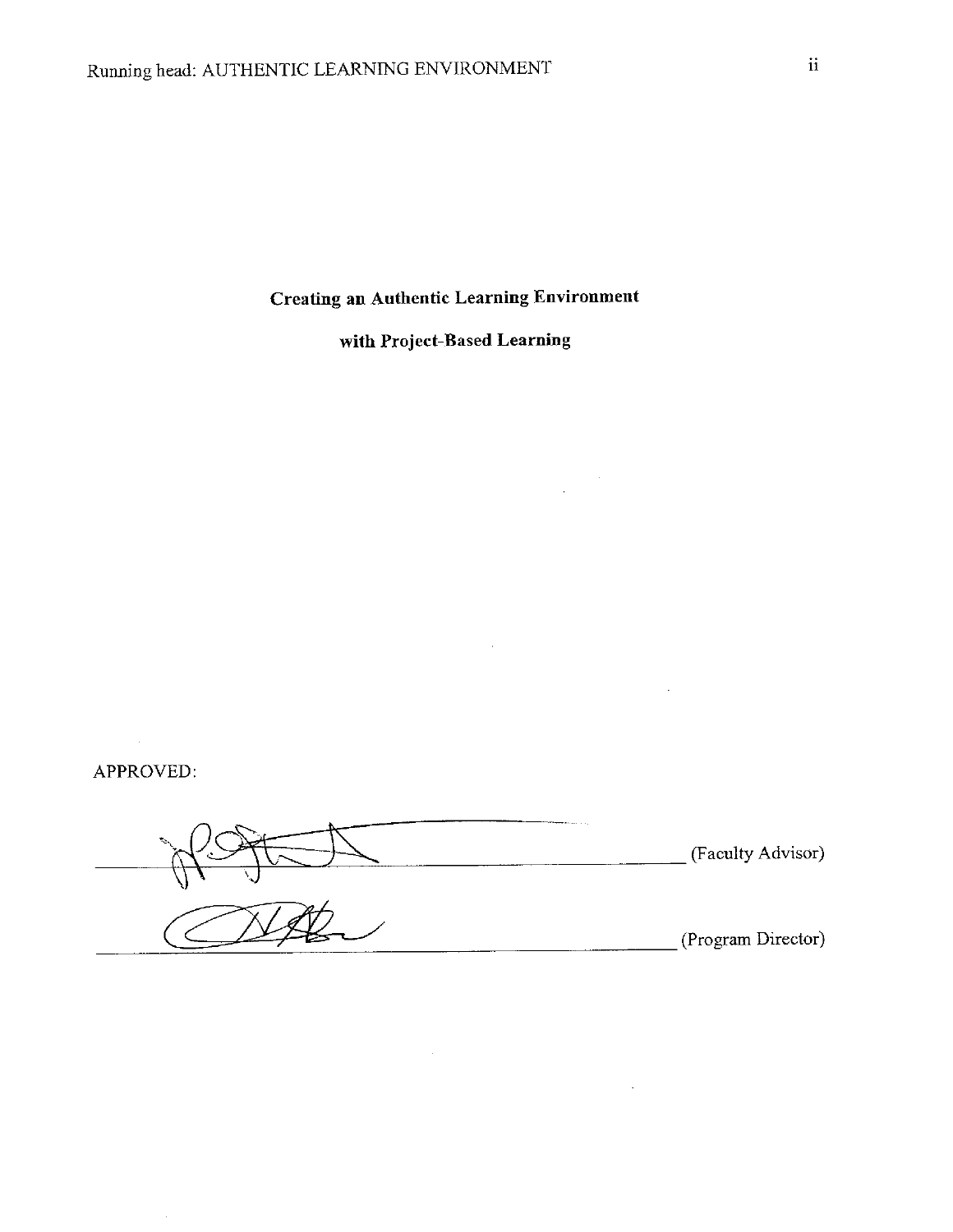**Creating an Authentic Learning Environment**

**with Project-Based Learning**

APPROVED:

______________________________ (Faculty Advisor)

______________________________ (Program Director)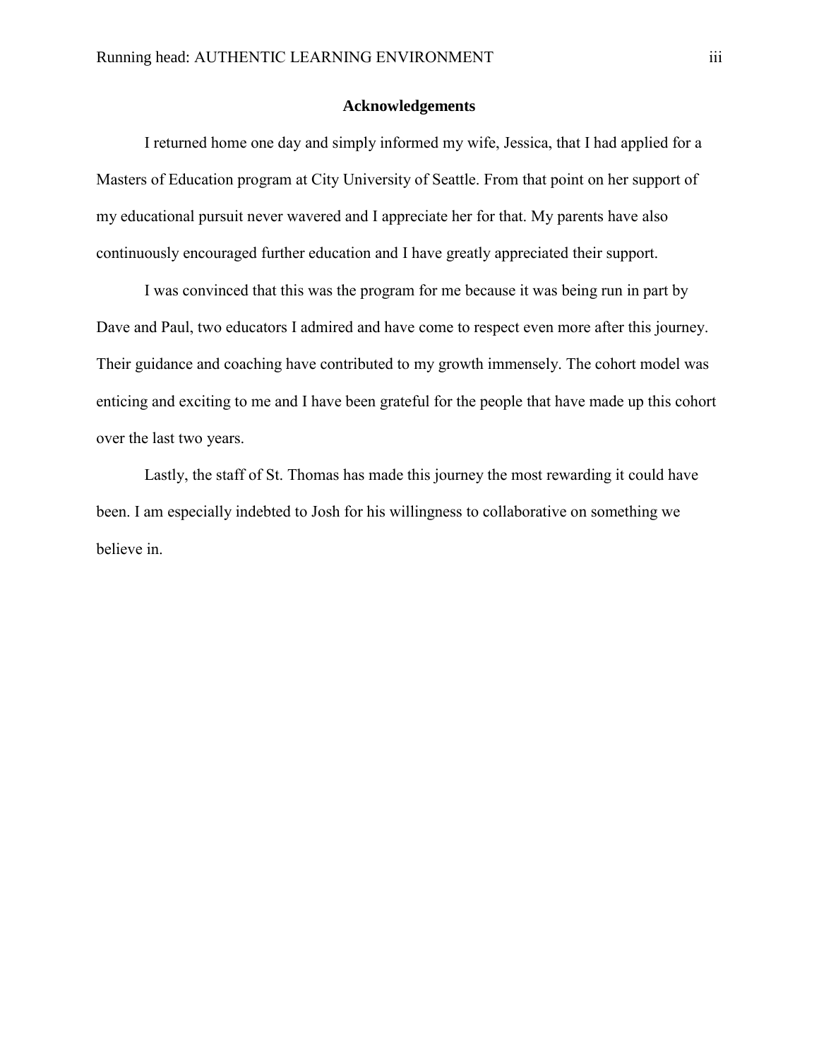# Acknowledgements

I returned home one day and simply informed my wife, Jessica, that I had applied for a Masters of Education program at City University of Seattle. From that point on her support of my educational pursuit never wavered and I appreciate her for that. My parents have also continuously encouraged further education and I have greatly appreciated their support.

I was convinced that this was the program for me because it was being run in part by Dave and Paul, two educators I admired and have come to respect even more after this journey. Their guidance and coaching have contributed to my growth immensely. The cohort model was enticing and exciting to me and I have been grateful for the people that have made up this cohort over the last two years.

Lastly, the staff of St. Thomas has made this journey the most rewarding it could have been. I am especially indebted to Josh for his willingness to collaborative on something we believe in.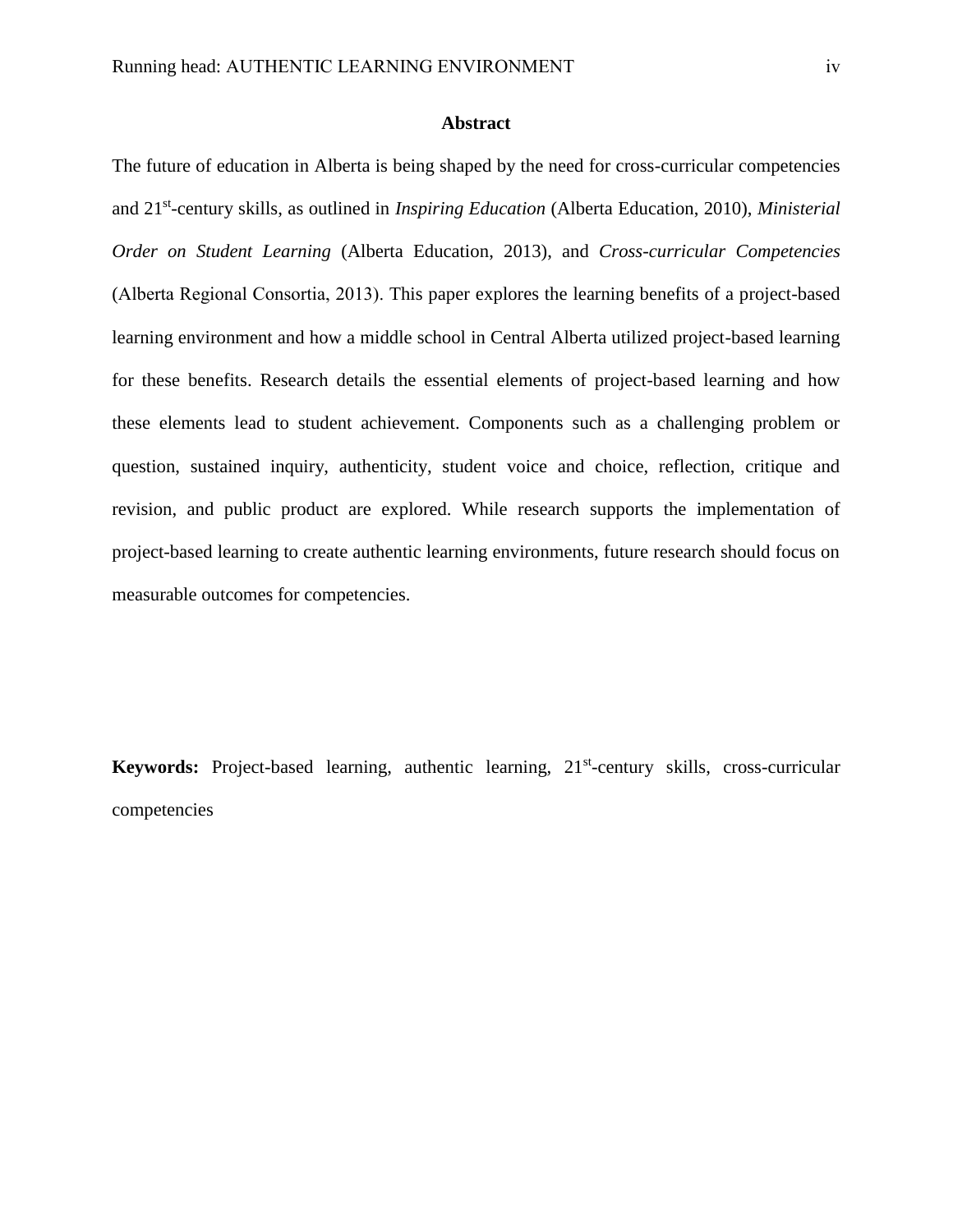## Abstract

The future of education in Alberta is being shaped by the need for cross-curricular competencies and 21st-century skills, as outlined in *Inspiring Education* (Alberta Education, 2010), *Ministerial Order on Student Learning* (Alberta Education, 2013), and *Cross-curricular Competencies* (Alberta Regional Consortia, 2013). This paper explores the learning benefits of a project-based learning environment and how a middle school in Central Alberta utilized project-based learning for these benefits. Research details the essential elements of project-based learning and how these elements lead to student achievement. Components such as a challenging problem or question, sustained inquiry, authenticity, student voice and choice, reflection, critique and revision, and public product are explored. While research supports the implementation of project-based learning to create authentic learning environments, future research should focus on measurable outcomes for competencies.

**Keywords:** Project-based learning, authentic learning, 21st-century skills, cross-curricular competencies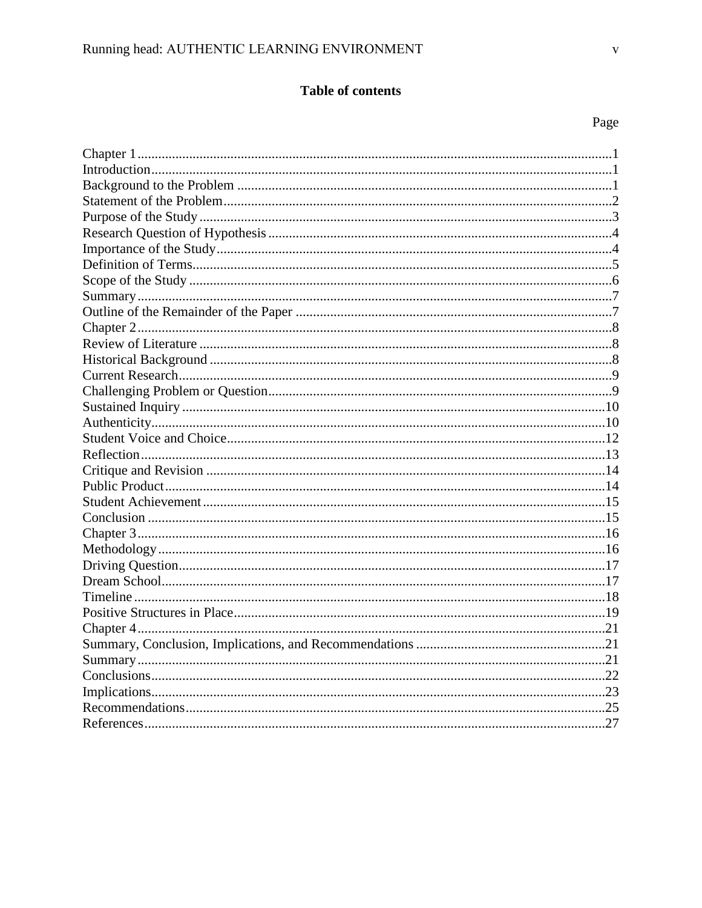## Table of contents

| | Page |
|---|---|
| Chapter 1 | 1 |
| Introduction | 1 |
| Background to the Problem | 1 |
| Statement of the Problem | 2 |
| Purpose of the Study | 3 |
| Research Question of Hypothesis | 4 |
| Importance of the Study | 4 |
| Definition of Terms | 5 |
| Scope of the Study | 6 |
| Summary | 7 |
| Outline of the Remainder of the Paper | 7 |
| Chapter 2 | 8 |
| Review of Literature | 8 |
| Historical Background | 8 |
| Current Research | 9 |
| Challenging Problem or Question | 9 |
| Sustained Inquiry | 10 |
| Authenticity | 10 |
| Student Voice and Choice | 12 |
| Reflection | 13 |
| Critique and Revision | 14 |
| Public Product | 14 |
| Student Achievement | 15 |
| Conclusion | 15 |
| Chapter 3 | 16 |
| Methodology | 16 |
| Driving Question | 17 |
| Dream School | 17 |
| Timeline | 18 |
| Positive Structures in Place | 19 |
| Chapter 4 | 21 |
| Summary, Conclusion, Implications, and Recommendations | 21 |
| Summary | 21 |
| Conclusions | 22 |
| Implications | 23 |
| Recommendations | 25 |
| References | 27 |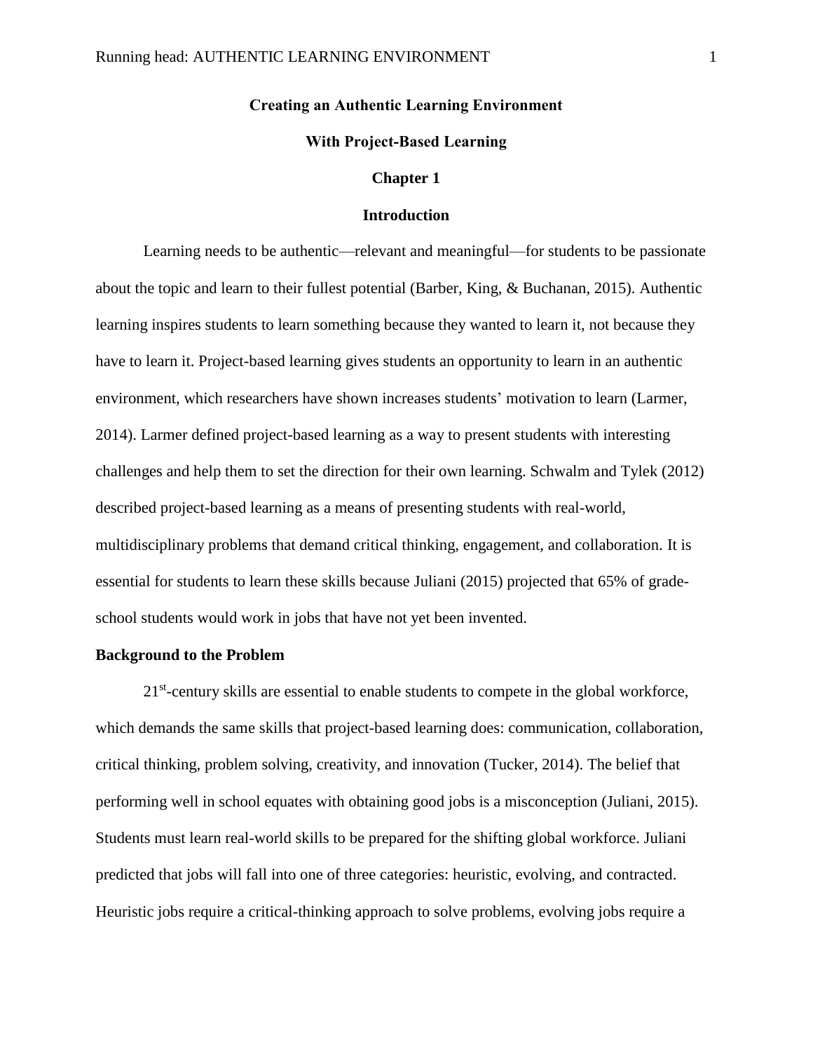**Creating an Authentic Learning Environment**

**With Project-Based Learning**

# Chapter 1

## Introduction

Learning needs to be authentic—relevant and meaningful—for students to be passionate about the topic and learn to their fullest potential (Barber, King, & Buchanan, 2015). Authentic learning inspires students to learn something because they wanted to learn it, not because they have to learn it. Project-based learning gives students an opportunity to learn in an authentic environment, which researchers have shown increases students' motivation to learn (Larmer, 2014). Larmer defined project-based learning as a way to present students with interesting challenges and help them to set the direction for their own learning. Schwalm and Tylek (2012) described project-based learning as a means of presenting students with real-world, multidisciplinary problems that demand critical thinking, engagement, and collaboration. It is essential for students to learn these skills because Juliani (2015) projected that 65% of grade-school students would work in jobs that have not yet been invented.

### Background to the Problem

21st-century skills are essential to enable students to compete in the global workforce, which demands the same skills that project-based learning does: communication, collaboration, critical thinking, problem solving, creativity, and innovation (Tucker, 2014). The belief that performing well in school equates with obtaining good jobs is a misconception (Juliani, 2015). Students must learn real-world skills to be prepared for the shifting global workforce. Juliani predicted that jobs will fall into one of three categories: heuristic, evolving, and contracted. Heuristic jobs require a critical-thinking approach to solve problems, evolving jobs require a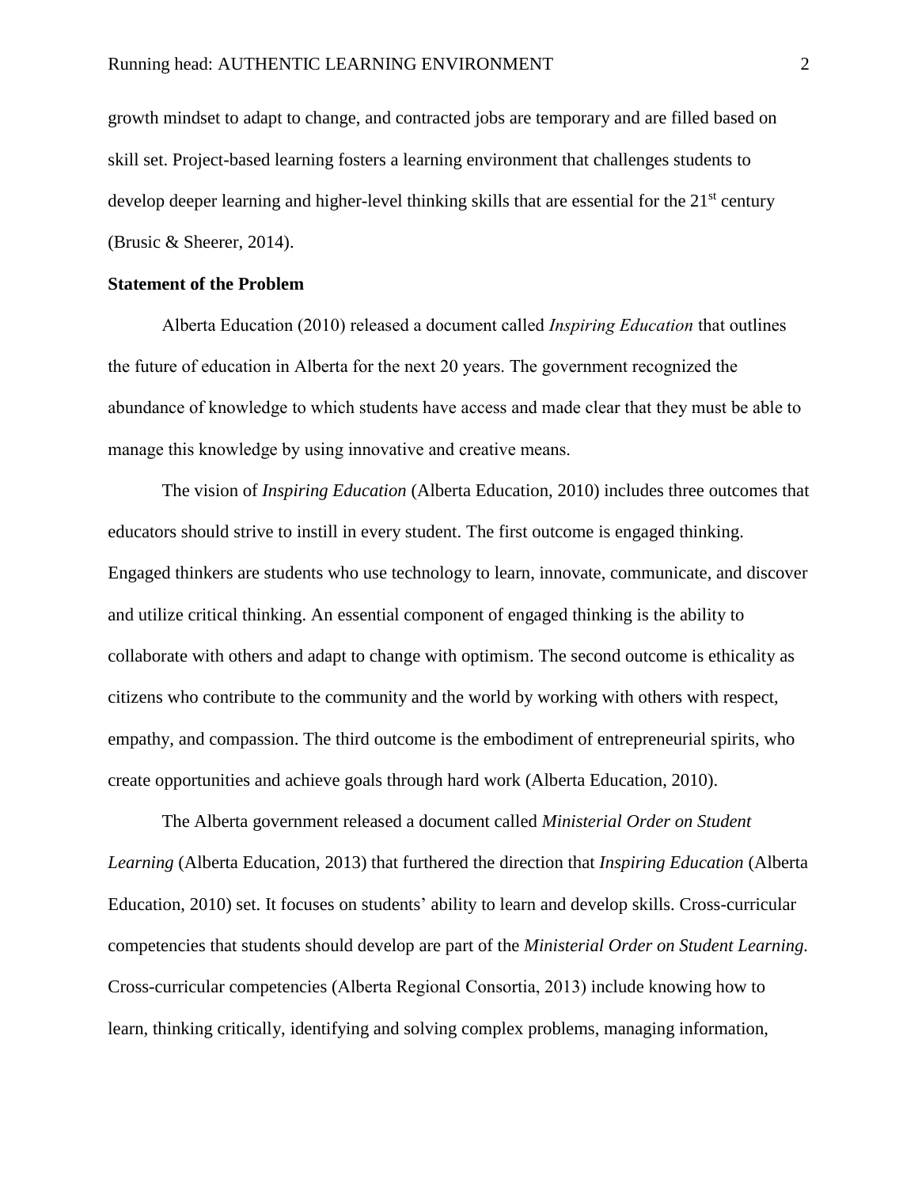growth mindset to adapt to change, and contracted jobs are temporary and are filled based on skill set. Project-based learning fosters a learning environment that challenges students to develop deeper learning and higher-level thinking skills that are essential for the 21st century (Brusic & Sheerer, 2014).

**Statement of the Problem**

Alberta Education (2010) released a document called *Inspiring Education* that outlines the future of education in Alberta for the next 20 years. The government recognized the abundance of knowledge to which students have access and made clear that they must be able to manage this knowledge by using innovative and creative means.

The vision of *Inspiring Education* (Alberta Education, 2010) includes three outcomes that educators should strive to instill in every student. The first outcome is engaged thinking. Engaged thinkers are students who use technology to learn, innovate, communicate, and discover and utilize critical thinking. An essential component of engaged thinking is the ability to collaborate with others and adapt to change with optimism. The second outcome is ethicality as citizens who contribute to the community and the world by working with others with respect, empathy, and compassion. The third outcome is the embodiment of entrepreneurial spirits, who create opportunities and achieve goals through hard work (Alberta Education, 2010).

The Alberta government released a document called *Ministerial Order on Student Learning* (Alberta Education, 2013) that furthered the direction that *Inspiring Education* (Alberta Education, 2010) set. It focuses on students' ability to learn and develop skills. Cross-curricular competencies that students should develop are part of the *Ministerial Order on Student Learning.* Cross-curricular competencies (Alberta Regional Consortia, 2013) include knowing how to learn, thinking critically, identifying and solving complex problems, managing information,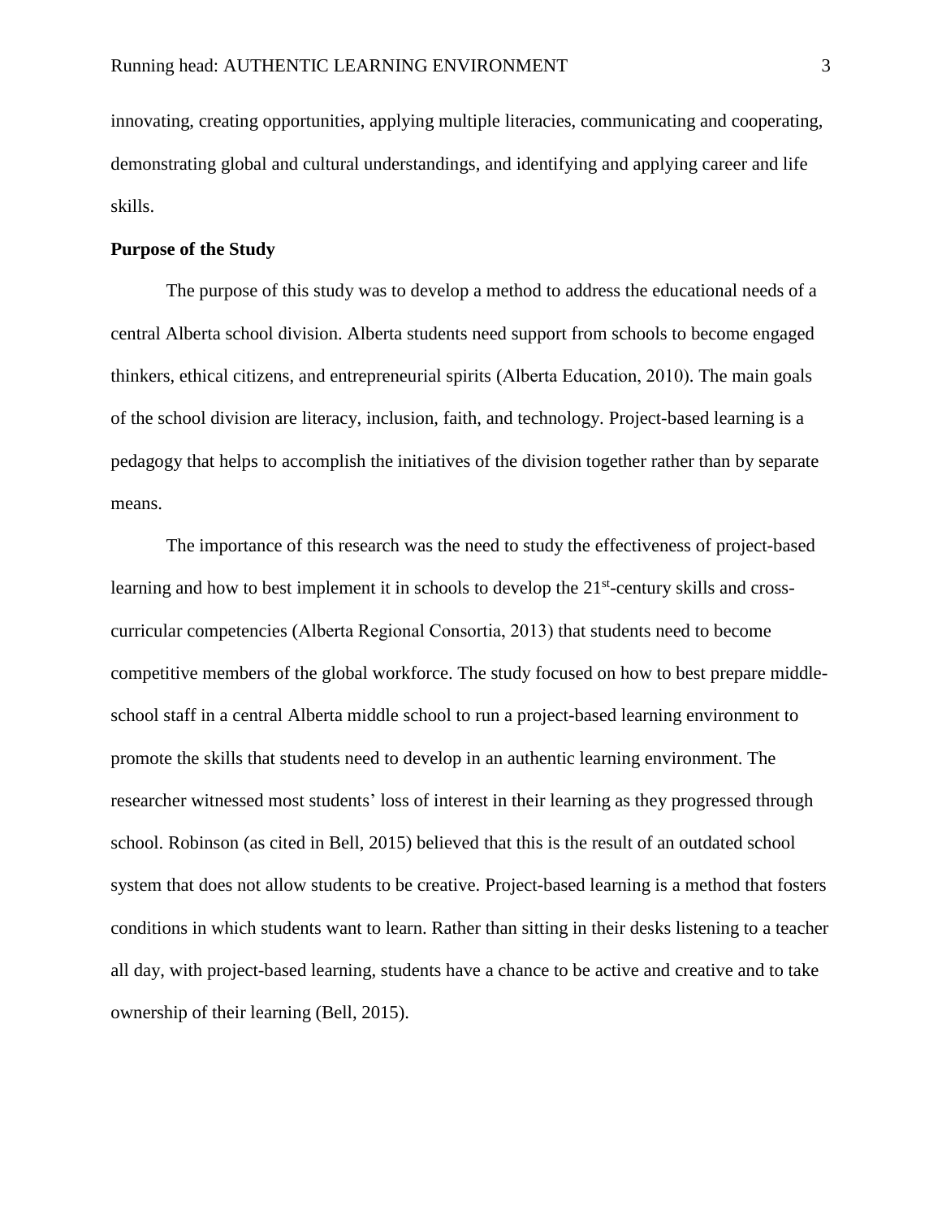innovating, creating opportunities, applying multiple literacies, communicating and cooperating, demonstrating global and cultural understandings, and identifying and applying career and life skills.

**Purpose of the Study**

The purpose of this study was to develop a method to address the educational needs of a central Alberta school division. Alberta students need support from schools to become engaged thinkers, ethical citizens, and entrepreneurial spirits (Alberta Education, 2010). The main goals of the school division are literacy, inclusion, faith, and technology. Project-based learning is a pedagogy that helps to accomplish the initiatives of the division together rather than by separate means.

The importance of this research was the need to study the effectiveness of project-based learning and how to best implement it in schools to develop the 21st-century skills and cross-curricular competencies (Alberta Regional Consortia, 2013) that students need to become competitive members of the global workforce. The study focused on how to best prepare middle-school staff in a central Alberta middle school to run a project-based learning environment to promote the skills that students need to develop in an authentic learning environment. The researcher witnessed most students' loss of interest in their learning as they progressed through school. Robinson (as cited in Bell, 2015) believed that this is the result of an outdated school system that does not allow students to be creative. Project-based learning is a method that fosters conditions in which students want to learn. Rather than sitting in their desks listening to a teacher all day, with project-based learning, students have a chance to be active and creative and to take ownership of their learning (Bell, 2015).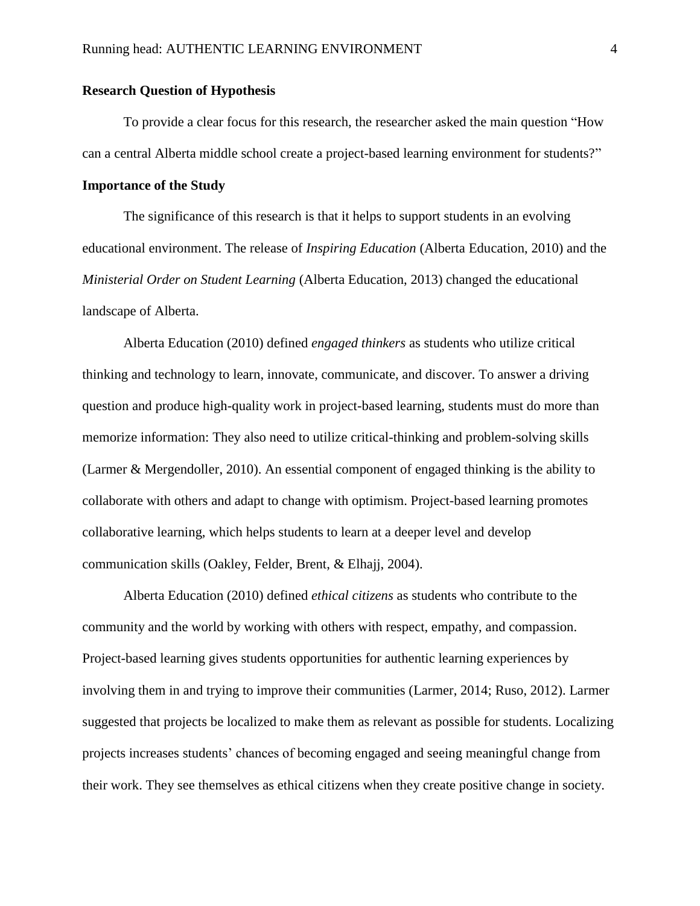## Research Question of Hypothesis

To provide a clear focus for this research, the researcher asked the main question "How can a central Alberta middle school create a project-based learning environment for students?"

## Importance of the Study

The significance of this research is that it helps to support students in an evolving educational environment. The release of *Inspiring Education* (Alberta Education, 2010) and the *Ministerial Order on Student Learning* (Alberta Education, 2013) changed the educational landscape of Alberta.

Alberta Education (2010) defined *engaged thinkers* as students who utilize critical thinking and technology to learn, innovate, communicate, and discover. To answer a driving question and produce high-quality work in project-based learning, students must do more than memorize information: They also need to utilize critical-thinking and problem-solving skills (Larmer & Mergendoller, 2010). An essential component of engaged thinking is the ability to collaborate with others and adapt to change with optimism. Project-based learning promotes collaborative learning, which helps students to learn at a deeper level and develop communication skills (Oakley, Felder, Brent, & Elhajj, 2004).

Alberta Education (2010) defined *ethical citizens* as students who contribute to the community and the world by working with others with respect, empathy, and compassion. Project-based learning gives students opportunities for authentic learning experiences by involving them in and trying to improve their communities (Larmer, 2014; Ruso, 2012). Larmer suggested that projects be localized to make them as relevant as possible for students. Localizing projects increases students' chances of becoming engaged and seeing meaningful change from their work. They see themselves as ethical citizens when they create positive change in society.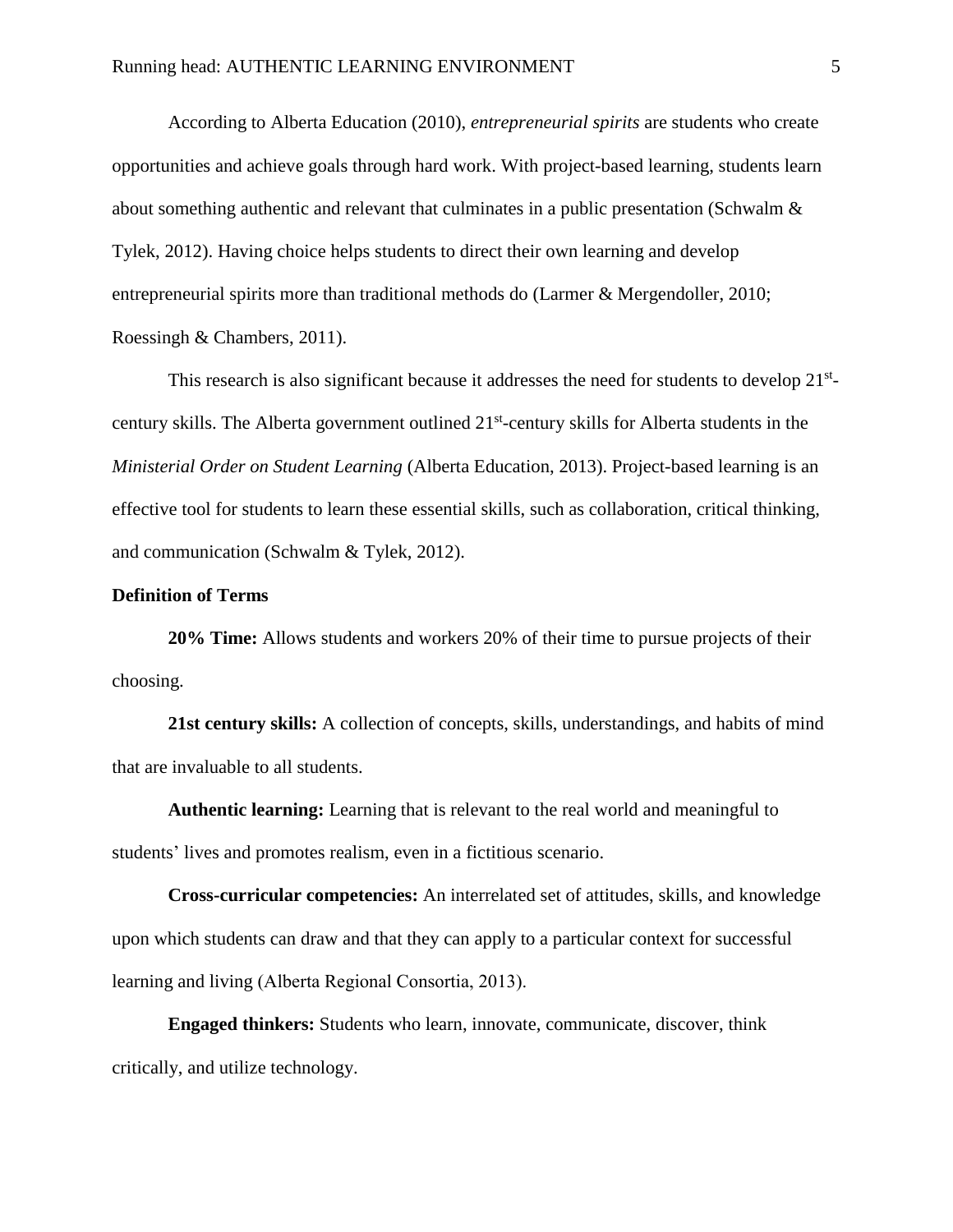According to Alberta Education (2010), *entrepreneurial spirits* are students who create opportunities and achieve goals through hard work. With project-based learning, students learn about something authentic and relevant that culminates in a public presentation (Schwalm & Tylek, 2012). Having choice helps students to direct their own learning and develop entrepreneurial spirits more than traditional methods do (Larmer & Mergendoller, 2010; Roessingh & Chambers, 2011).

This research is also significant because it addresses the need for students to develop 21st-century skills. The Alberta government outlined 21st-century skills for Alberta students in the *Ministerial Order on Student Learning* (Alberta Education, 2013). Project-based learning is an effective tool for students to learn these essential skills, such as collaboration, critical thinking, and communication (Schwalm & Tylek, 2012).

## Definition of Terms

**20% Time:** Allows students and workers 20% of their time to pursue projects of their choosing.

**21st century skills:** A collection of concepts, skills, understandings, and habits of mind that are invaluable to all students.

**Authentic learning:** Learning that is relevant to the real world and meaningful to students' lives and promotes realism, even in a fictitious scenario.

**Cross-curricular competencies:** An interrelated set of attitudes, skills, and knowledge upon which students can draw and that they can apply to a particular context for successful learning and living (Alberta Regional Consortia, 2013).

**Engaged thinkers:** Students who learn, innovate, communicate, discover, think critically, and utilize technology.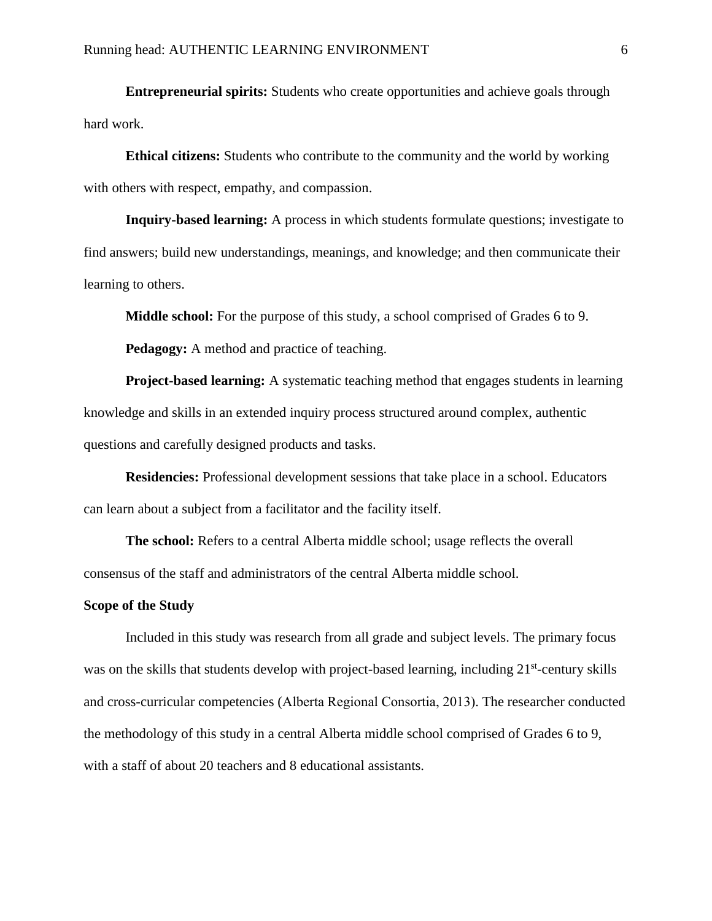**Entrepreneurial spirits:** Students who create opportunities and achieve goals through hard work.

**Ethical citizens:** Students who contribute to the community and the world by working with others with respect, empathy, and compassion.

**Inquiry-based learning:** A process in which students formulate questions; investigate to find answers; build new understandings, meanings, and knowledge; and then communicate their learning to others.

**Middle school:** For the purpose of this study, a school comprised of Grades 6 to 9.

**Pedagogy:** A method and practice of teaching.

**Project-based learning:** A systematic teaching method that engages students in learning knowledge and skills in an extended inquiry process structured around complex, authentic questions and carefully designed products and tasks.

**Residencies:** Professional development sessions that take place in a school. Educators can learn about a subject from a facilitator and the facility itself.

**The school:** Refers to a central Alberta middle school; usage reflects the overall consensus of the staff and administrators of the central Alberta middle school.

**Scope of the Study**

Included in this study was research from all grade and subject levels. The primary focus was on the skills that students develop with project-based learning, including 21st-century skills and cross-curricular competencies (Alberta Regional Consortia, 2013). The researcher conducted the methodology of this study in a central Alberta middle school comprised of Grades 6 to 9, with a staff of about 20 teachers and 8 educational assistants.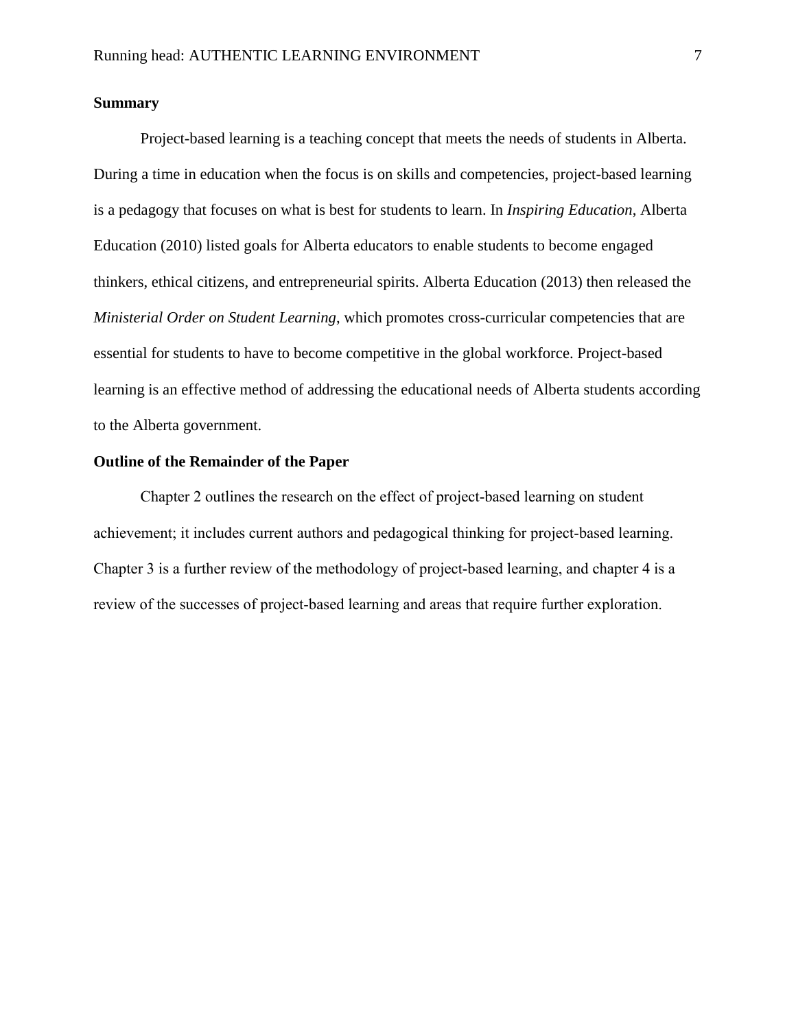## Summary

Project-based learning is a teaching concept that meets the needs of students in Alberta. During a time in education when the focus is on skills and competencies, project-based learning is a pedagogy that focuses on what is best for students to learn. In *Inspiring Education*, Alberta Education (2010) listed goals for Alberta educators to enable students to become engaged thinkers, ethical citizens, and entrepreneurial spirits. Alberta Education (2013) then released the *Ministerial Order on Student Learning*, which promotes cross-curricular competencies that are essential for students to have to become competitive in the global workforce. Project-based learning is an effective method of addressing the educational needs of Alberta students according to the Alberta government.

## Outline of the Remainder of the Paper

Chapter 2 outlines the research on the effect of project-based learning on student achievement; it includes current authors and pedagogical thinking for project-based learning. Chapter 3 is a further review of the methodology of project-based learning, and chapter 4 is a review of the successes of project-based learning and areas that require further exploration.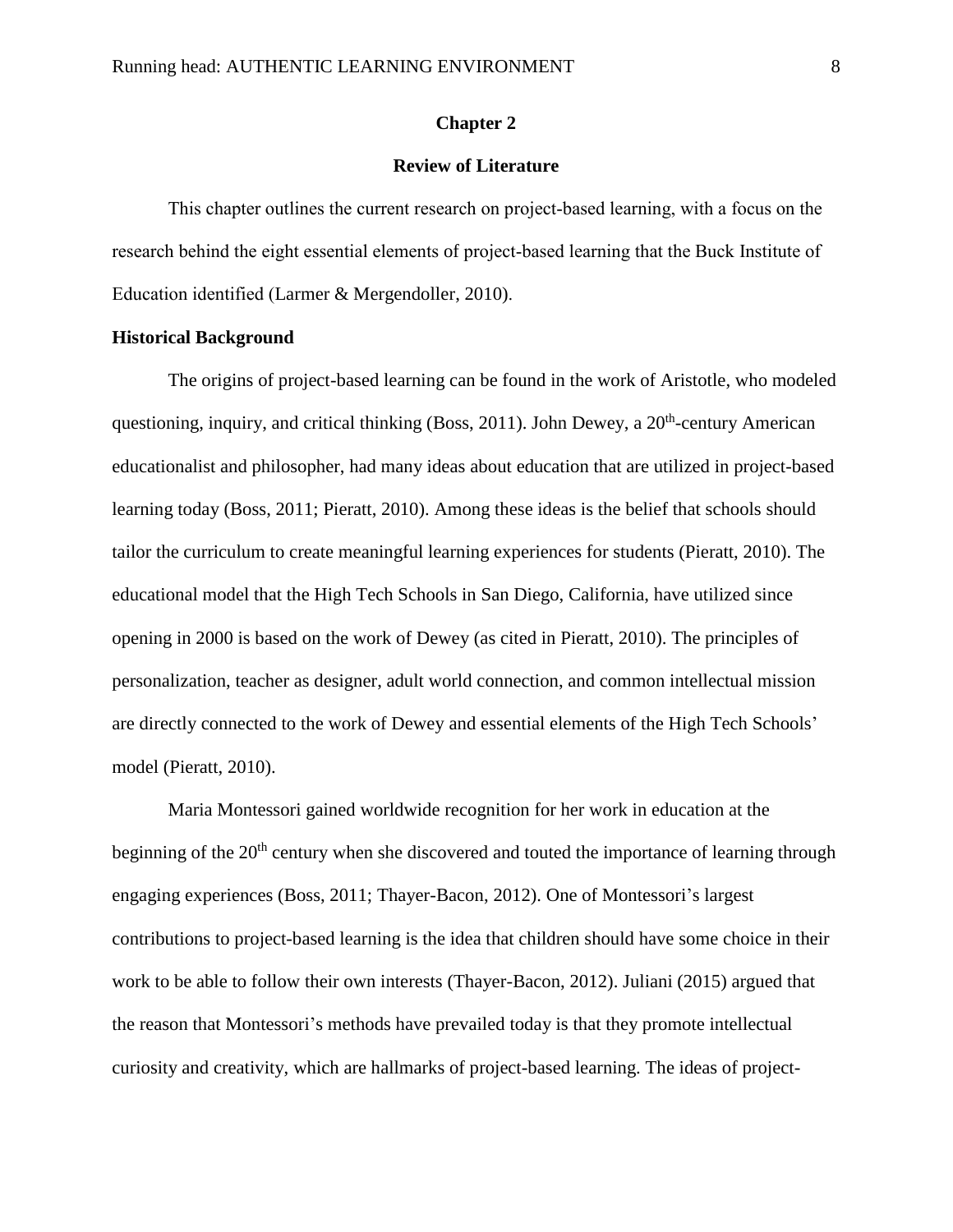# Chapter 2

## Review of Literature

This chapter outlines the current research on project-based learning, with a focus on the research behind the eight essential elements of project-based learning that the Buck Institute of Education identified (Larmer & Mergendoller, 2010).

### Historical Background

The origins of project-based learning can be found in the work of Aristotle, who modeled questioning, inquiry, and critical thinking (Boss, 2011). John Dewey, a 20th-century American educationalist and philosopher, had many ideas about education that are utilized in project-based learning today (Boss, 2011; Pieratt, 2010). Among these ideas is the belief that schools should tailor the curriculum to create meaningful learning experiences for students (Pieratt, 2010). The educational model that the High Tech Schools in San Diego, California, have utilized since opening in 2000 is based on the work of Dewey (as cited in Pieratt, 2010). The principles of personalization, teacher as designer, adult world connection, and common intellectual mission are directly connected to the work of Dewey and essential elements of the High Tech Schools' model (Pieratt, 2010).

Maria Montessori gained worldwide recognition for her work in education at the beginning of the 20th century when she discovered and touted the importance of learning through engaging experiences (Boss, 2011; Thayer-Bacon, 2012). One of Montessori's largest contributions to project-based learning is the idea that children should have some choice in their work to be able to follow their own interests (Thayer-Bacon, 2012). Juliani (2015) argued that the reason that Montessori's methods have prevailed today is that they promote intellectual curiosity and creativity, which are hallmarks of project-based learning. The ideas of project-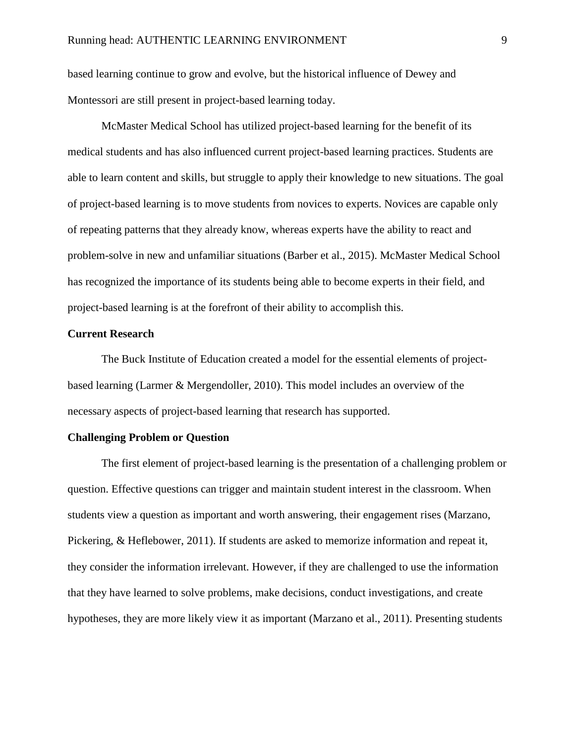based learning continue to grow and evolve, but the historical influence of Dewey and Montessori are still present in project-based learning today.

McMaster Medical School has utilized project-based learning for the benefit of its medical students and has also influenced current project-based learning practices. Students are able to learn content and skills, but struggle to apply their knowledge to new situations. The goal of project-based learning is to move students from novices to experts. Novices are capable only of repeating patterns that they already know, whereas experts have the ability to react and problem-solve in new and unfamiliar situations (Barber et al., 2015). McMaster Medical School has recognized the importance of its students being able to become experts in their field, and project-based learning is at the forefront of their ability to accomplish this.

**Current Research**

The Buck Institute of Education created a model for the essential elements of project-based learning (Larmer & Mergendoller, 2010). This model includes an overview of the necessary aspects of project-based learning that research has supported.

**Challenging Problem or Question**

The first element of project-based learning is the presentation of a challenging problem or question. Effective questions can trigger and maintain student interest in the classroom. When students view a question as important and worth answering, their engagement rises (Marzano, Pickering, & Heflebower, 2011). If students are asked to memorize information and repeat it, they consider the information irrelevant. However, if they are challenged to use the information that they have learned to solve problems, make decisions, conduct investigations, and create hypotheses, they are more likely view it as important (Marzano et al., 2011). Presenting students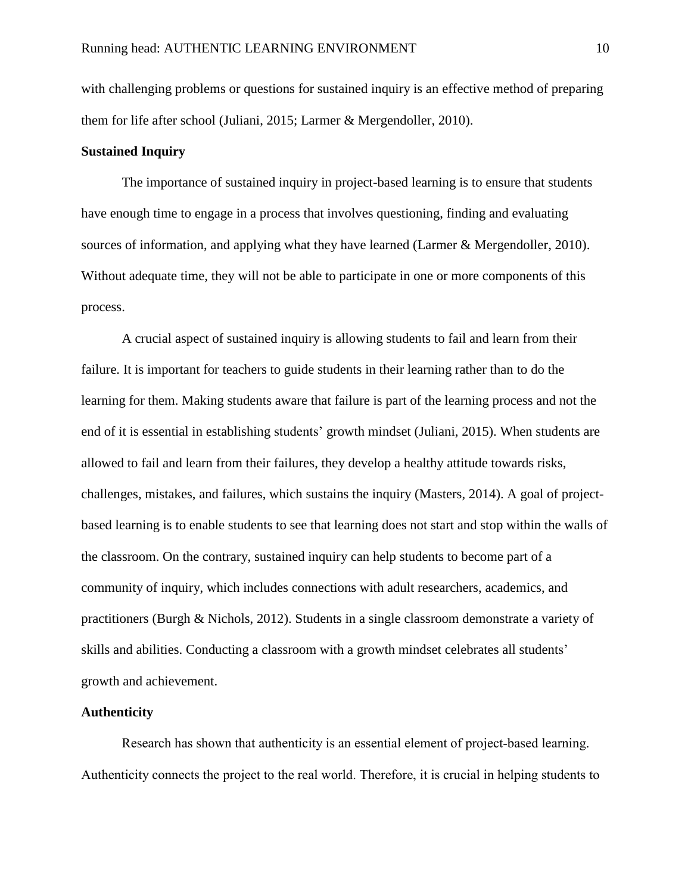with challenging problems or questions for sustained inquiry is an effective method of preparing them for life after school (Juliani, 2015; Larmer & Mergendoller, 2010).

**Sustained Inquiry**

The importance of sustained inquiry in project-based learning is to ensure that students have enough time to engage in a process that involves questioning, finding and evaluating sources of information, and applying what they have learned (Larmer & Mergendoller, 2010). Without adequate time, they will not be able to participate in one or more components of this process.

A crucial aspect of sustained inquiry is allowing students to fail and learn from their failure. It is important for teachers to guide students in their learning rather than to do the learning for them. Making students aware that failure is part of the learning process and not the end of it is essential in establishing students' growth mindset (Juliani, 2015). When students are allowed to fail and learn from their failures, they develop a healthy attitude towards risks, challenges, mistakes, and failures, which sustains the inquiry (Masters, 2014). A goal of project-based learning is to enable students to see that learning does not start and stop within the walls of the classroom. On the contrary, sustained inquiry can help students to become part of a community of inquiry, which includes connections with adult researchers, academics, and practitioners (Burgh & Nichols, 2012). Students in a single classroom demonstrate a variety of skills and abilities. Conducting a classroom with a growth mindset celebrates all students' growth and achievement.

**Authenticity**

Research has shown that authenticity is an essential element of project-based learning. Authenticity connects the project to the real world. Therefore, it is crucial in helping students to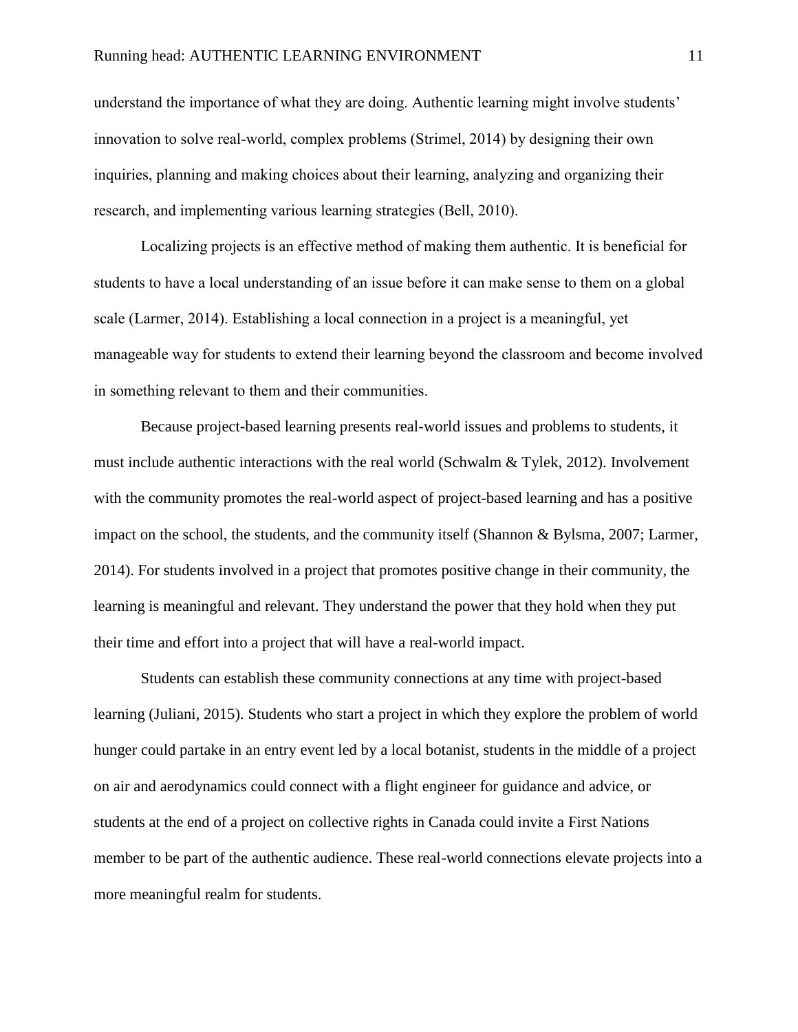understand the importance of what they are doing. Authentic learning might involve students' innovation to solve real-world, complex problems (Strimel, 2014) by designing their own inquiries, planning and making choices about their learning, analyzing and organizing their research, and implementing various learning strategies (Bell, 2010).

Localizing projects is an effective method of making them authentic. It is beneficial for students to have a local understanding of an issue before it can make sense to them on a global scale (Larmer, 2014). Establishing a local connection in a project is a meaningful, yet manageable way for students to extend their learning beyond the classroom and become involved in something relevant to them and their communities.

Because project-based learning presents real-world issues and problems to students, it must include authentic interactions with the real world (Schwalm & Tylek, 2012). Involvement with the community promotes the real-world aspect of project-based learning and has a positive impact on the school, the students, and the community itself (Shannon & Bylsma, 2007; Larmer, 2014). For students involved in a project that promotes positive change in their community, the learning is meaningful and relevant. They understand the power that they hold when they put their time and effort into a project that will have a real-world impact.

Students can establish these community connections at any time with project-based learning (Juliani, 2015). Students who start a project in which they explore the problem of world hunger could partake in an entry event led by a local botanist, students in the middle of a project on air and aerodynamics could connect with a flight engineer for guidance and advice, or students at the end of a project on collective rights in Canada could invite a First Nations member to be part of the authentic audience. These real-world connections elevate projects into a more meaningful realm for students.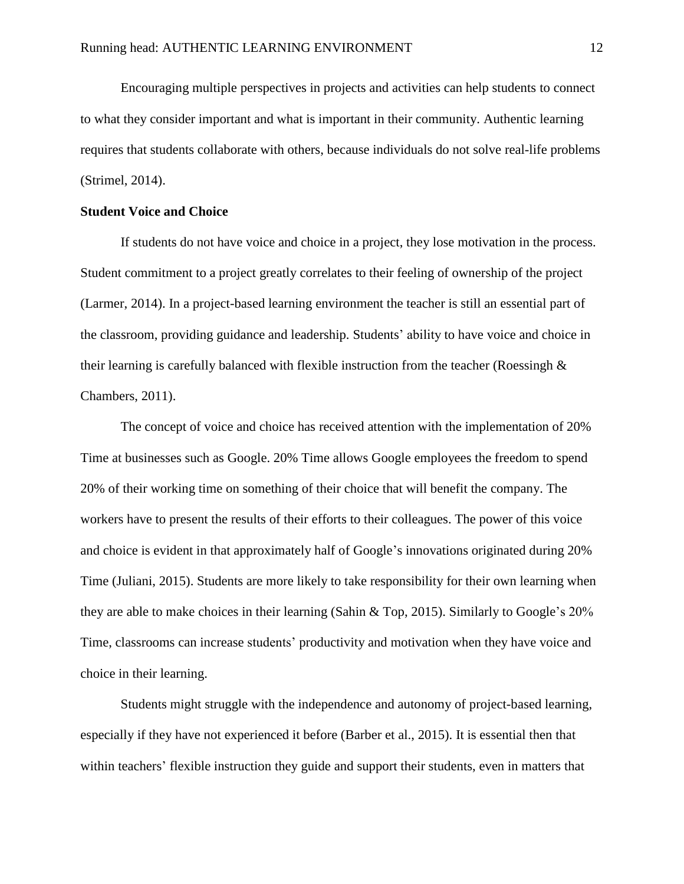Encouraging multiple perspectives in projects and activities can help students to connect to what they consider important and what is important in their community. Authentic learning requires that students collaborate with others, because individuals do not solve real-life problems (Strimel, 2014).

**Student Voice and Choice**

If students do not have voice and choice in a project, they lose motivation in the process. Student commitment to a project greatly correlates to their feeling of ownership of the project (Larmer, 2014). In a project-based learning environment the teacher is still an essential part of the classroom, providing guidance and leadership. Students' ability to have voice and choice in their learning is carefully balanced with flexible instruction from the teacher (Roessingh & Chambers, 2011).

The concept of voice and choice has received attention with the implementation of 20% Time at businesses such as Google. 20% Time allows Google employees the freedom to spend 20% of their working time on something of their choice that will benefit the company. The workers have to present the results of their efforts to their colleagues. The power of this voice and choice is evident in that approximately half of Google's innovations originated during 20% Time (Juliani, 2015). Students are more likely to take responsibility for their own learning when they are able to make choices in their learning (Sahin & Top, 2015). Similarly to Google's 20% Time, classrooms can increase students' productivity and motivation when they have voice and choice in their learning.

Students might struggle with the independence and autonomy of project-based learning, especially if they have not experienced it before (Barber et al., 2015). It is essential then that within teachers' flexible instruction they guide and support their students, even in matters that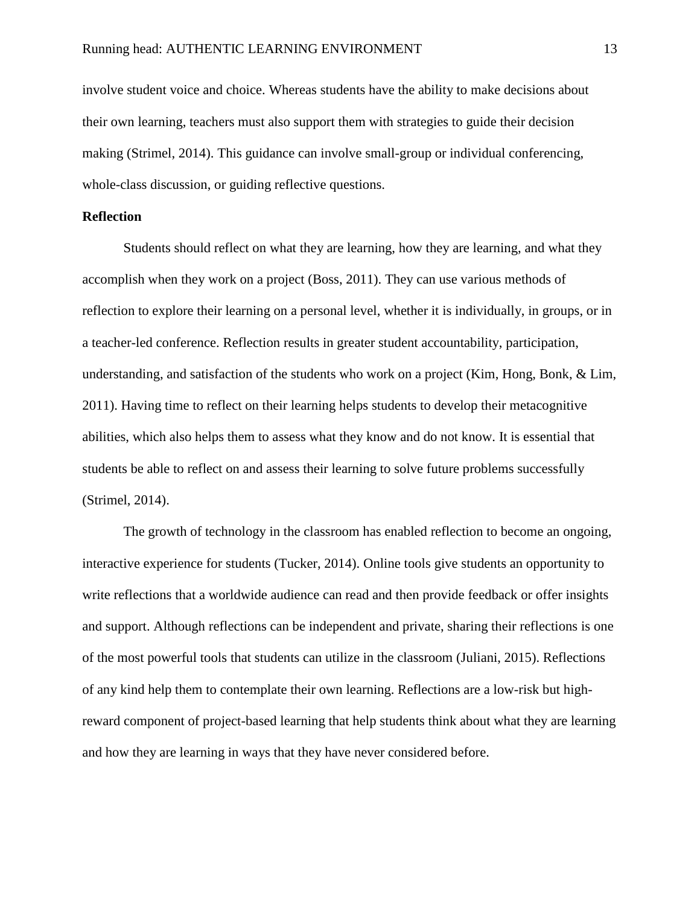involve student voice and choice. Whereas students have the ability to make decisions about their own learning, teachers must also support them with strategies to guide their decision making (Strimel, 2014). This guidance can involve small-group or individual conferencing, whole-class discussion, or guiding reflective questions.

**Reflection**

Students should reflect on what they are learning, how they are learning, and what they accomplish when they work on a project (Boss, 2011). They can use various methods of reflection to explore their learning on a personal level, whether it is individually, in groups, or in a teacher-led conference. Reflection results in greater student accountability, participation, understanding, and satisfaction of the students who work on a project (Kim, Hong, Bonk, & Lim, 2011). Having time to reflect on their learning helps students to develop their metacognitive abilities, which also helps them to assess what they know and do not know. It is essential that students be able to reflect on and assess their learning to solve future problems successfully (Strimel, 2014).

The growth of technology in the classroom has enabled reflection to become an ongoing, interactive experience for students (Tucker, 2014). Online tools give students an opportunity to write reflections that a worldwide audience can read and then provide feedback or offer insights and support. Although reflections can be independent and private, sharing their reflections is one of the most powerful tools that students can utilize in the classroom (Juliani, 2015). Reflections of any kind help them to contemplate their own learning. Reflections are a low-risk but high-reward component of project-based learning that help students think about what they are learning and how they are learning in ways that they have never considered before.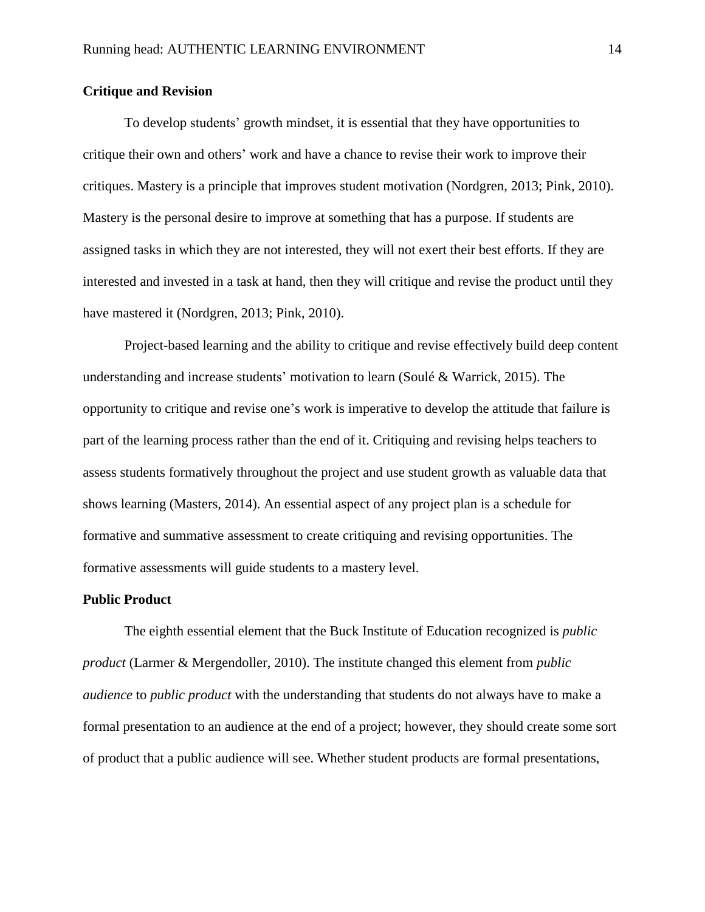**Critique and Revision**

To develop students' growth mindset, it is essential that they have opportunities to critique their own and others' work and have a chance to revise their work to improve their critiques. Mastery is a principle that improves student motivation (Nordgren, 2013; Pink, 2010). Mastery is the personal desire to improve at something that has a purpose. If students are assigned tasks in which they are not interested, they will not exert their best efforts. If they are interested and invested in a task at hand, then they will critique and revise the product until they have mastered it (Nordgren, 2013; Pink, 2010).

Project-based learning and the ability to critique and revise effectively build deep content understanding and increase students' motivation to learn (Soulé & Warrick, 2015). The opportunity to critique and revise one's work is imperative to develop the attitude that failure is part of the learning process rather than the end of it. Critiquing and revising helps teachers to assess students formatively throughout the project and use student growth as valuable data that shows learning (Masters, 2014). An essential aspect of any project plan is a schedule for formative and summative assessment to create critiquing and revising opportunities. The formative assessments will guide students to a mastery level.

**Public Product**

The eighth essential element that the Buck Institute of Education recognized is *public product* (Larmer & Mergendoller, 2010). The institute changed this element from *public audience* to *public product* with the understanding that students do not always have to make a formal presentation to an audience at the end of a project; however, they should create some sort of product that a public audience will see. Whether student products are formal presentations,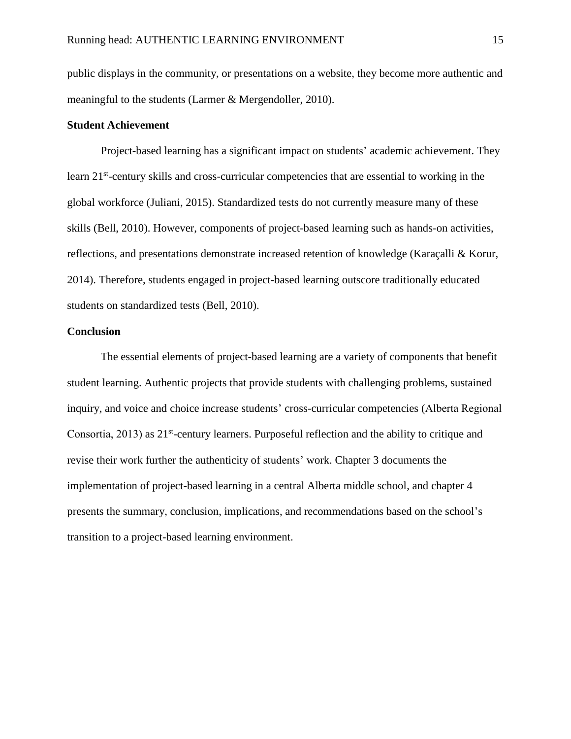public displays in the community, or presentations on a website, they become more authentic and meaningful to the students (Larmer & Mergendoller, 2010).

## Student Achievement

Project-based learning has a significant impact on students' academic achievement. They learn 21st-century skills and cross-curricular competencies that are essential to working in the global workforce (Juliani, 2015). Standardized tests do not currently measure many of these skills (Bell, 2010). However, components of project-based learning such as hands-on activities, reflections, and presentations demonstrate increased retention of knowledge (Karaçalli & Korur, 2014). Therefore, students engaged in project-based learning outscore traditionally educated students on standardized tests (Bell, 2010).

## Conclusion

The essential elements of project-based learning are a variety of components that benefit student learning. Authentic projects that provide students with challenging problems, sustained inquiry, and voice and choice increase students' cross-curricular competencies (Alberta Regional Consortia, 2013) as 21st-century learners. Purposeful reflection and the ability to critique and revise their work further the authenticity of students' work. Chapter 3 documents the implementation of project-based learning in a central Alberta middle school, and chapter 4 presents the summary, conclusion, implications, and recommendations based on the school's transition to a project-based learning environment.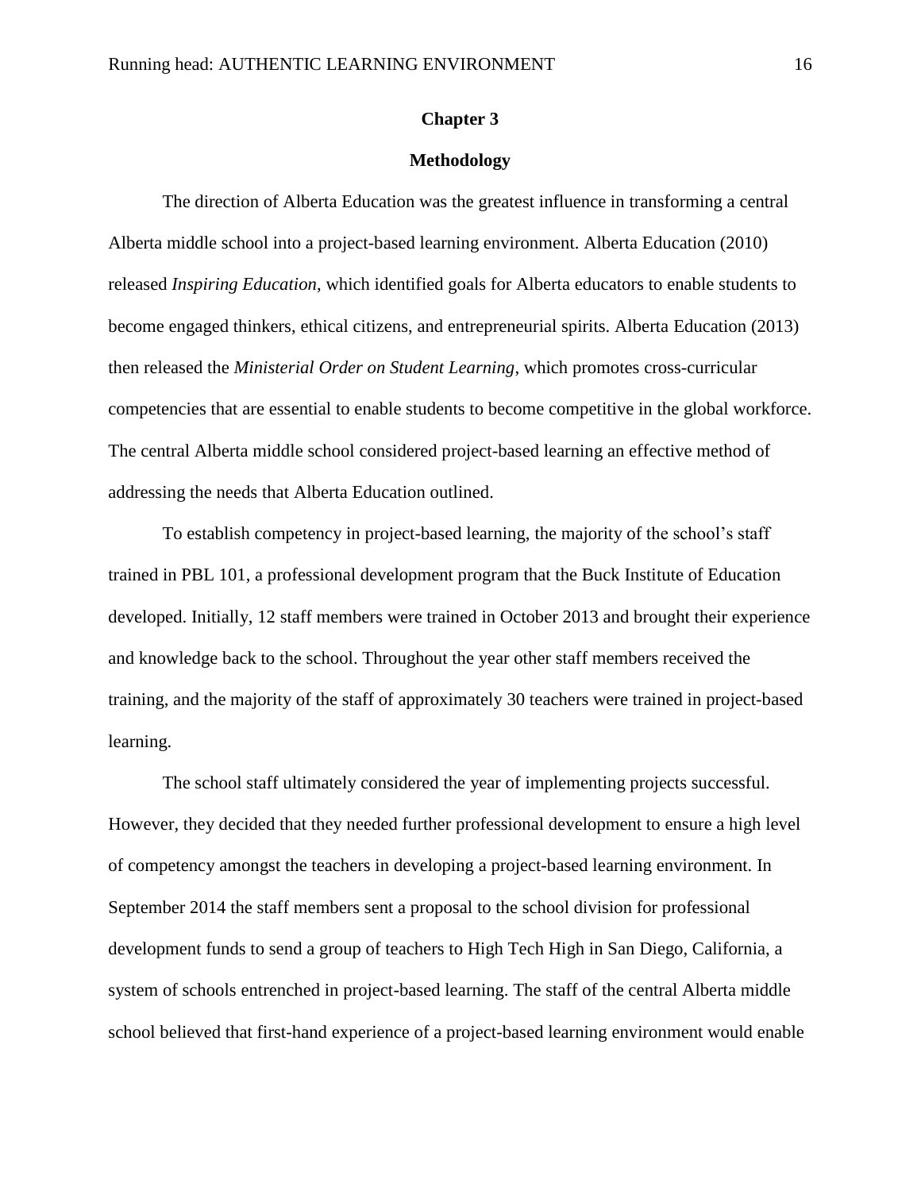# Chapter 3

## Methodology

The direction of Alberta Education was the greatest influence in transforming a central Alberta middle school into a project-based learning environment. Alberta Education (2010) released *Inspiring Education*, which identified goals for Alberta educators to enable students to become engaged thinkers, ethical citizens, and entrepreneurial spirits. Alberta Education (2013) then released the *Ministerial Order on Student Learning*, which promotes cross-curricular competencies that are essential to enable students to become competitive in the global workforce. The central Alberta middle school considered project-based learning an effective method of addressing the needs that Alberta Education outlined.

To establish competency in project-based learning, the majority of the school's staff trained in PBL 101, a professional development program that the Buck Institute of Education developed. Initially, 12 staff members were trained in October 2013 and brought their experience and knowledge back to the school. Throughout the year other staff members received the training, and the majority of the staff of approximately 30 teachers were trained in project-based learning.

The school staff ultimately considered the year of implementing projects successful. However, they decided that they needed further professional development to ensure a high level of competency amongst the teachers in developing a project-based learning environment. In September 2014 the staff members sent a proposal to the school division for professional development funds to send a group of teachers to High Tech High in San Diego, California, a system of schools entrenched in project-based learning. The staff of the central Alberta middle school believed that first-hand experience of a project-based learning environment would enable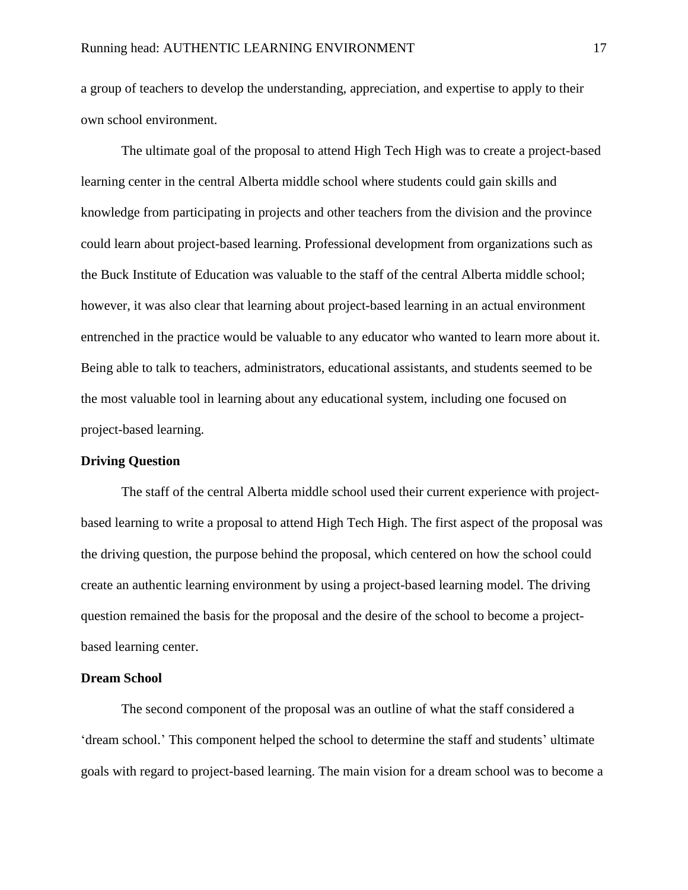a group of teachers to develop the understanding, appreciation, and expertise to apply to their own school environment.

The ultimate goal of the proposal to attend High Tech High was to create a project-based learning center in the central Alberta middle school where students could gain skills and knowledge from participating in projects and other teachers from the division and the province could learn about project-based learning. Professional development from organizations such as the Buck Institute of Education was valuable to the staff of the central Alberta middle school; however, it was also clear that learning about project-based learning in an actual environment entrenched in the practice would be valuable to any educator who wanted to learn more about it. Being able to talk to teachers, administrators, educational assistants, and students seemed to be the most valuable tool in learning about any educational system, including one focused on project-based learning.

**Driving Question**

The staff of the central Alberta middle school used their current experience with project-based learning to write a proposal to attend High Tech High. The first aspect of the proposal was the driving question, the purpose behind the proposal, which centered on how the school could create an authentic learning environment by using a project-based learning model. The driving question remained the basis for the proposal and the desire of the school to become a project-based learning center.

**Dream School**

The second component of the proposal was an outline of what the staff considered a 'dream school.' This component helped the school to determine the staff and students' ultimate goals with regard to project-based learning. The main vision for a dream school was to become a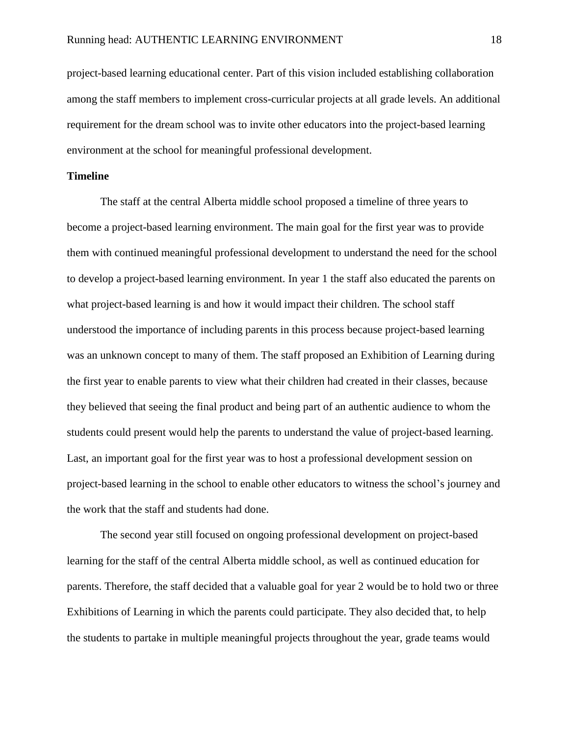project-based learning educational center. Part of this vision included establishing collaboration among the staff members to implement cross-curricular projects at all grade levels. An additional requirement for the dream school was to invite other educators into the project-based learning environment at the school for meaningful professional development.

**Timeline**

The staff at the central Alberta middle school proposed a timeline of three years to become a project-based learning environment. The main goal for the first year was to provide them with continued meaningful professional development to understand the need for the school to develop a project-based learning environment. In year 1 the staff also educated the parents on what project-based learning is and how it would impact their children. The school staff understood the importance of including parents in this process because project-based learning was an unknown concept to many of them. The staff proposed an Exhibition of Learning during the first year to enable parents to view what their children had created in their classes, because they believed that seeing the final product and being part of an authentic audience to whom the students could present would help the parents to understand the value of project-based learning. Last, an important goal for the first year was to host a professional development session on project-based learning in the school to enable other educators to witness the school's journey and the work that the staff and students had done.

The second year still focused on ongoing professional development on project-based learning for the staff of the central Alberta middle school, as well as continued education for parents. Therefore, the staff decided that a valuable goal for year 2 would be to hold two or three Exhibitions of Learning in which the parents could participate. They also decided that, to help the students to partake in multiple meaningful projects throughout the year, grade teams would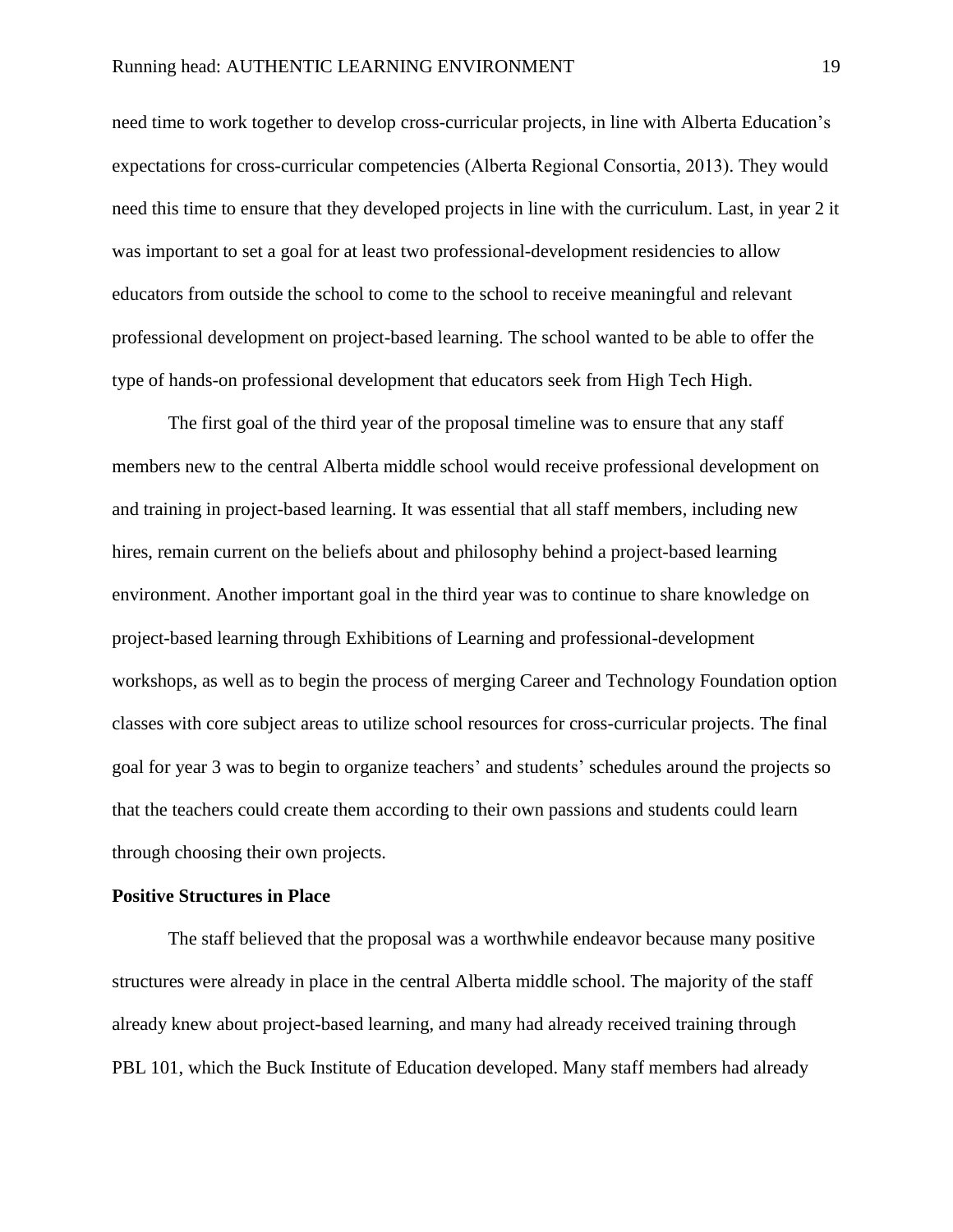need time to work together to develop cross-curricular projects, in line with Alberta Education's expectations for cross-curricular competencies (Alberta Regional Consortia, 2013). They would need this time to ensure that they developed projects in line with the curriculum. Last, in year 2 it was important to set a goal for at least two professional-development residencies to allow educators from outside the school to come to the school to receive meaningful and relevant professional development on project-based learning. The school wanted to be able to offer the type of hands-on professional development that educators seek from High Tech High.

The first goal of the third year of the proposal timeline was to ensure that any staff members new to the central Alberta middle school would receive professional development on and training in project-based learning. It was essential that all staff members, including new hires, remain current on the beliefs about and philosophy behind a project-based learning environment. Another important goal in the third year was to continue to share knowledge on project-based learning through Exhibitions of Learning and professional-development workshops, as well as to begin the process of merging Career and Technology Foundation option classes with core subject areas to utilize school resources for cross-curricular projects. The final goal for year 3 was to begin to organize teachers' and students' schedules around the projects so that the teachers could create them according to their own passions and students could learn through choosing their own projects.

**Positive Structures in Place**

The staff believed that the proposal was a worthwhile endeavor because many positive structures were already in place in the central Alberta middle school. The majority of the staff already knew about project-based learning, and many had already received training through PBL 101, which the Buck Institute of Education developed. Many staff members had already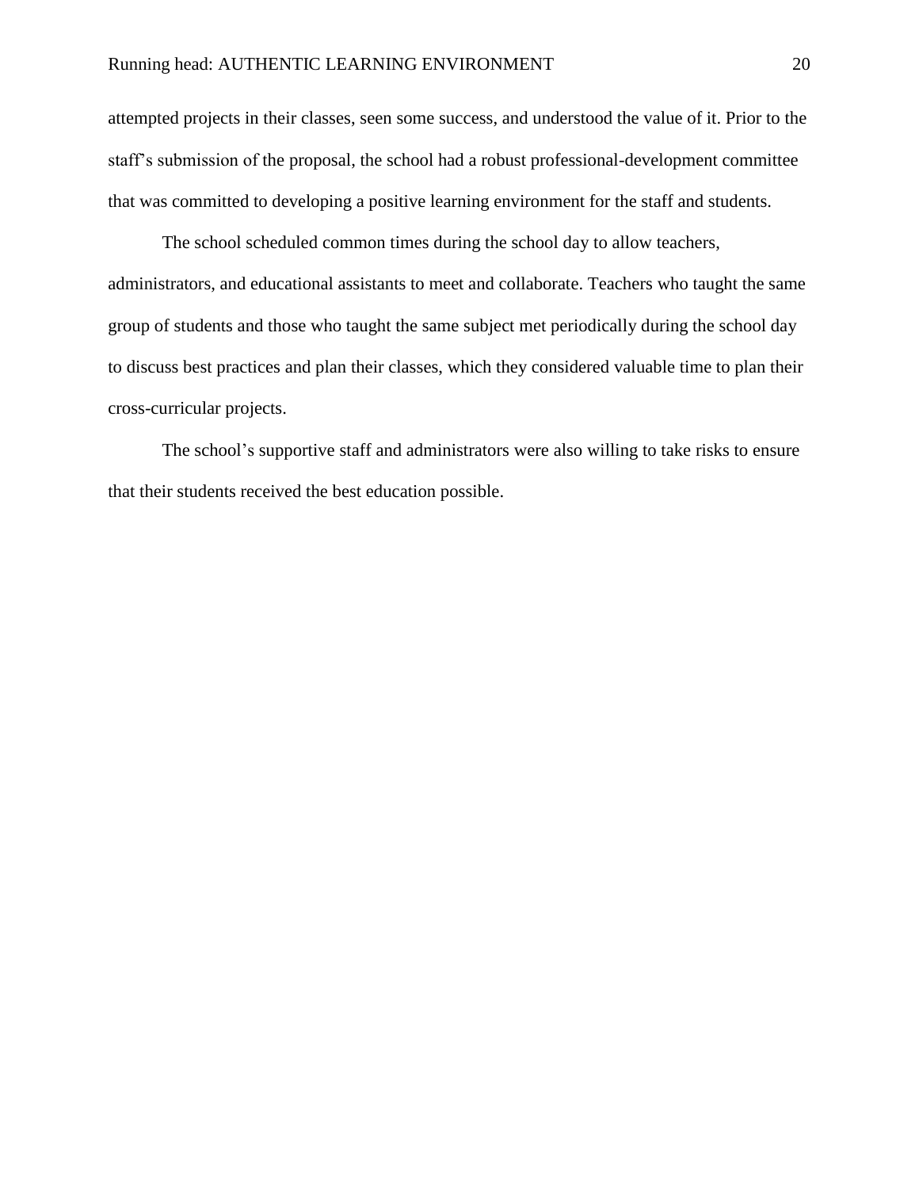attempted projects in their classes, seen some success, and understood the value of it. Prior to the staff's submission of the proposal, the school had a robust professional-development committee that was committed to developing a positive learning environment for the staff and students.

The school scheduled common times during the school day to allow teachers, administrators, and educational assistants to meet and collaborate. Teachers who taught the same group of students and those who taught the same subject met periodically during the school day to discuss best practices and plan their classes, which they considered valuable time to plan their cross-curricular projects.

The school's supportive staff and administrators were also willing to take risks to ensure that their students received the best education possible.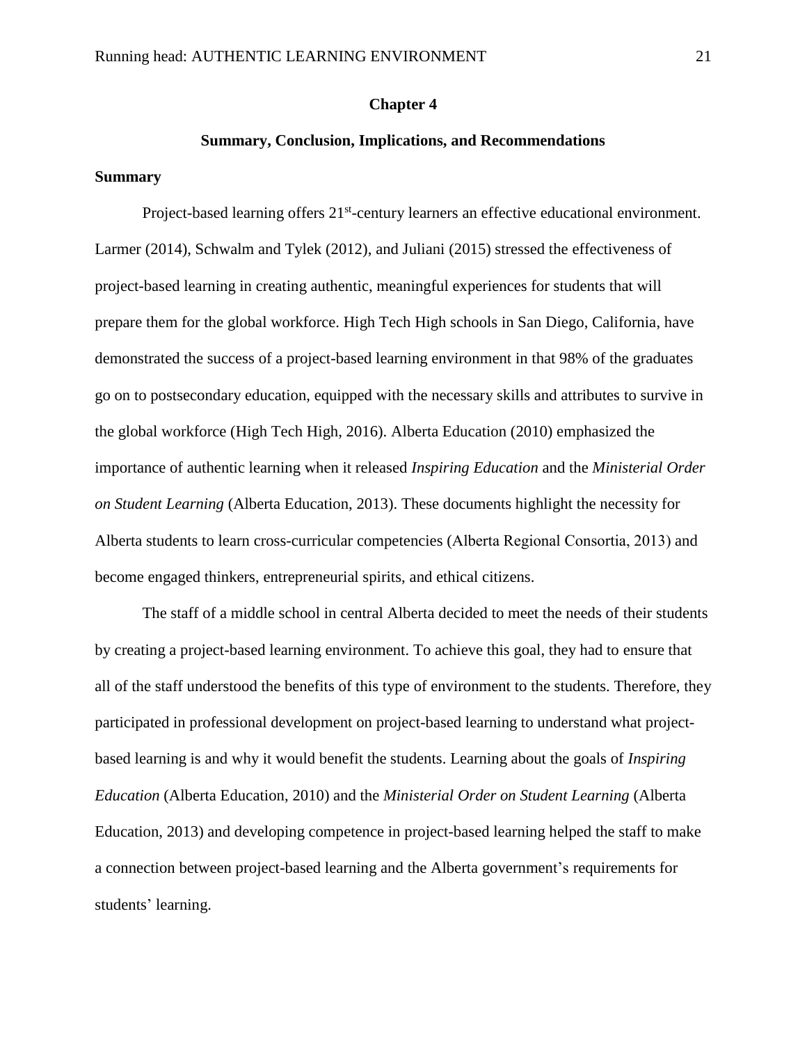# Chapter 4

## Summary, Conclusion, Implications, and Recommendations

### Summary

Project-based learning offers 21st-century learners an effective educational environment. Larmer (2014), Schwalm and Tylek (2012), and Juliani (2015) stressed the effectiveness of project-based learning in creating authentic, meaningful experiences for students that will prepare them for the global workforce. High Tech High schools in San Diego, California, have demonstrated the success of a project-based learning environment in that 98% of the graduates go on to postsecondary education, equipped with the necessary skills and attributes to survive in the global workforce (High Tech High, 2016). Alberta Education (2010) emphasized the importance of authentic learning when it released *Inspiring Education* and the *Ministerial Order on Student Learning* (Alberta Education, 2013). These documents highlight the necessity for Alberta students to learn cross-curricular competencies (Alberta Regional Consortia, 2013) and become engaged thinkers, entrepreneurial spirits, and ethical citizens.

The staff of a middle school in central Alberta decided to meet the needs of their students by creating a project-based learning environment. To achieve this goal, they had to ensure that all of the staff understood the benefits of this type of environment to the students. Therefore, they participated in professional development on project-based learning to understand what project-based learning is and why it would benefit the students. Learning about the goals of *Inspiring Education* (Alberta Education, 2010) and the *Ministerial Order on Student Learning* (Alberta Education, 2013) and developing competence in project-based learning helped the staff to make a connection between project-based learning and the Alberta government's requirements for students' learning.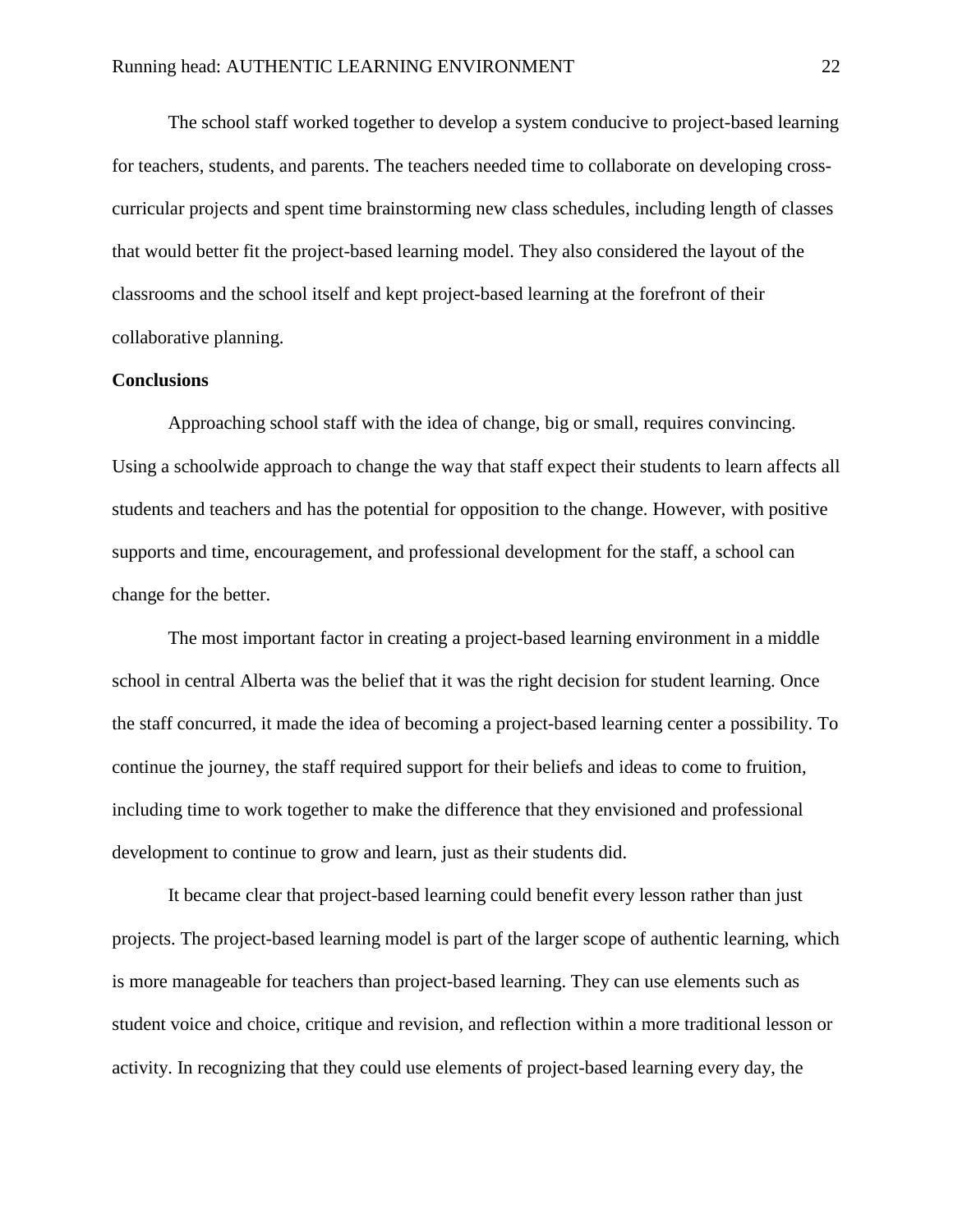The school staff worked together to develop a system conducive to project-based learning for teachers, students, and parents. The teachers needed time to collaborate on developing cross-curricular projects and spent time brainstorming new class schedules, including length of classes that would better fit the project-based learning model. They also considered the layout of the classrooms and the school itself and kept project-based learning at the forefront of their collaborative planning.

**Conclusions**

Approaching school staff with the idea of change, big or small, requires convincing. Using a schoolwide approach to change the way that staff expect their students to learn affects all students and teachers and has the potential for opposition to the change. However, with positive supports and time, encouragement, and professional development for the staff, a school can change for the better.

The most important factor in creating a project-based learning environment in a middle school in central Alberta was the belief that it was the right decision for student learning. Once the staff concurred, it made the idea of becoming a project-based learning center a possibility. To continue the journey, the staff required support for their beliefs and ideas to come to fruition, including time to work together to make the difference that they envisioned and professional development to continue to grow and learn, just as their students did.

It became clear that project-based learning could benefit every lesson rather than just projects. The project-based learning model is part of the larger scope of authentic learning, which is more manageable for teachers than project-based learning. They can use elements such as student voice and choice, critique and revision, and reflection within a more traditional lesson or activity. In recognizing that they could use elements of project-based learning every day, the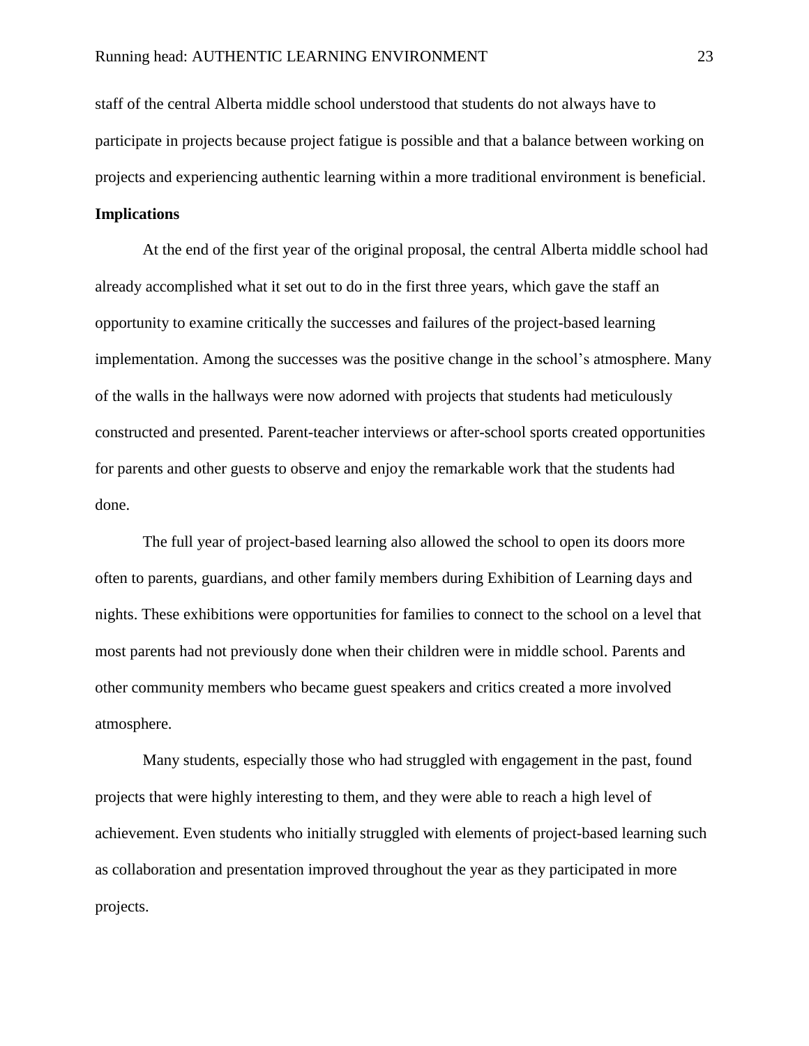staff of the central Alberta middle school understood that students do not always have to participate in projects because project fatigue is possible and that a balance between working on projects and experiencing authentic learning within a more traditional environment is beneficial.

**Implications**

At the end of the first year of the original proposal, the central Alberta middle school had already accomplished what it set out to do in the first three years, which gave the staff an opportunity to examine critically the successes and failures of the project-based learning implementation. Among the successes was the positive change in the school's atmosphere. Many of the walls in the hallways were now adorned with projects that students had meticulously constructed and presented. Parent-teacher interviews or after-school sports created opportunities for parents and other guests to observe and enjoy the remarkable work that the students had done.

The full year of project-based learning also allowed the school to open its doors more often to parents, guardians, and other family members during Exhibition of Learning days and nights. These exhibitions were opportunities for families to connect to the school on a level that most parents had not previously done when their children were in middle school. Parents and other community members who became guest speakers and critics created a more involved atmosphere.

Many students, especially those who had struggled with engagement in the past, found projects that were highly interesting to them, and they were able to reach a high level of achievement. Even students who initially struggled with elements of project-based learning such as collaboration and presentation improved throughout the year as they participated in more projects.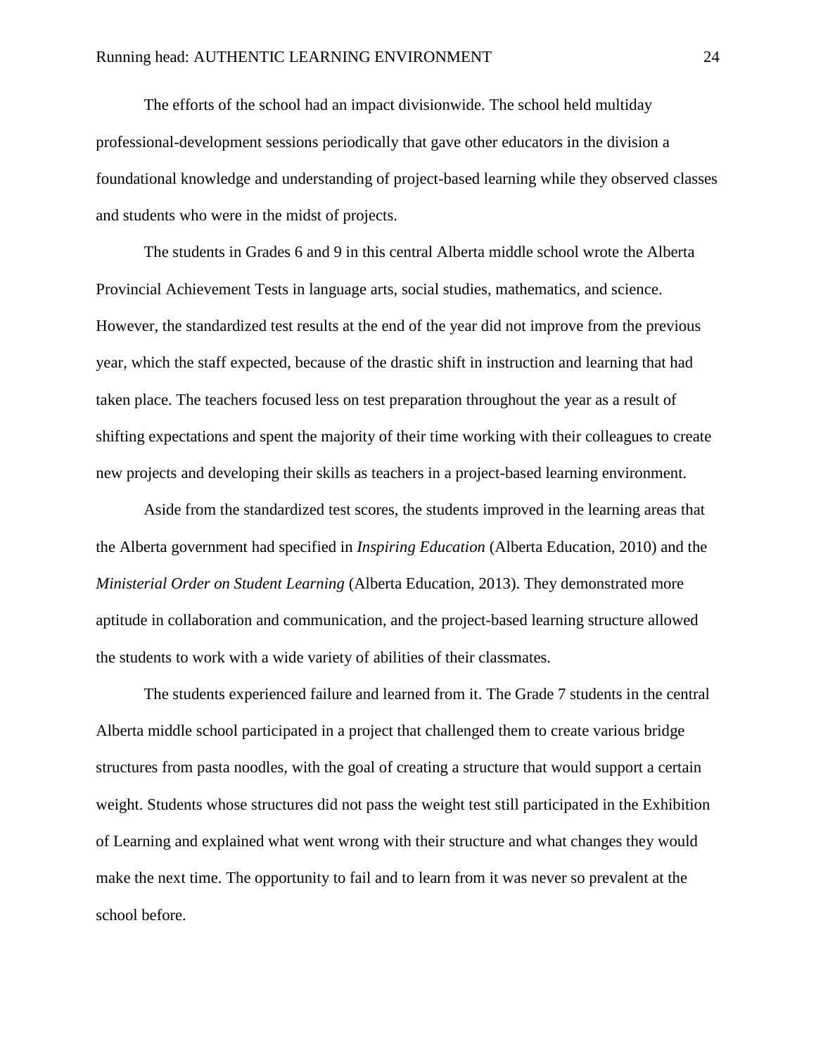The efforts of the school had an impact divisionwide. The school held multiday professional-development sessions periodically that gave other educators in the division a foundational knowledge and understanding of project-based learning while they observed classes and students who were in the midst of projects.

The students in Grades 6 and 9 in this central Alberta middle school wrote the Alberta Provincial Achievement Tests in language arts, social studies, mathematics, and science. However, the standardized test results at the end of the year did not improve from the previous year, which the staff expected, because of the drastic shift in instruction and learning that had taken place. The teachers focused less on test preparation throughout the year as a result of shifting expectations and spent the majority of their time working with their colleagues to create new projects and developing their skills as teachers in a project-based learning environment.

Aside from the standardized test scores, the students improved in the learning areas that the Alberta government had specified in *Inspiring Education* (Alberta Education, 2010) and the *Ministerial Order on Student Learning* (Alberta Education, 2013). They demonstrated more aptitude in collaboration and communication, and the project-based learning structure allowed the students to work with a wide variety of abilities of their classmates.

The students experienced failure and learned from it. The Grade 7 students in the central Alberta middle school participated in a project that challenged them to create various bridge structures from pasta noodles, with the goal of creating a structure that would support a certain weight. Students whose structures did not pass the weight test still participated in the Exhibition of Learning and explained what went wrong with their structure and what changes they would make the next time. The opportunity to fail and to learn from it was never so prevalent at the school before.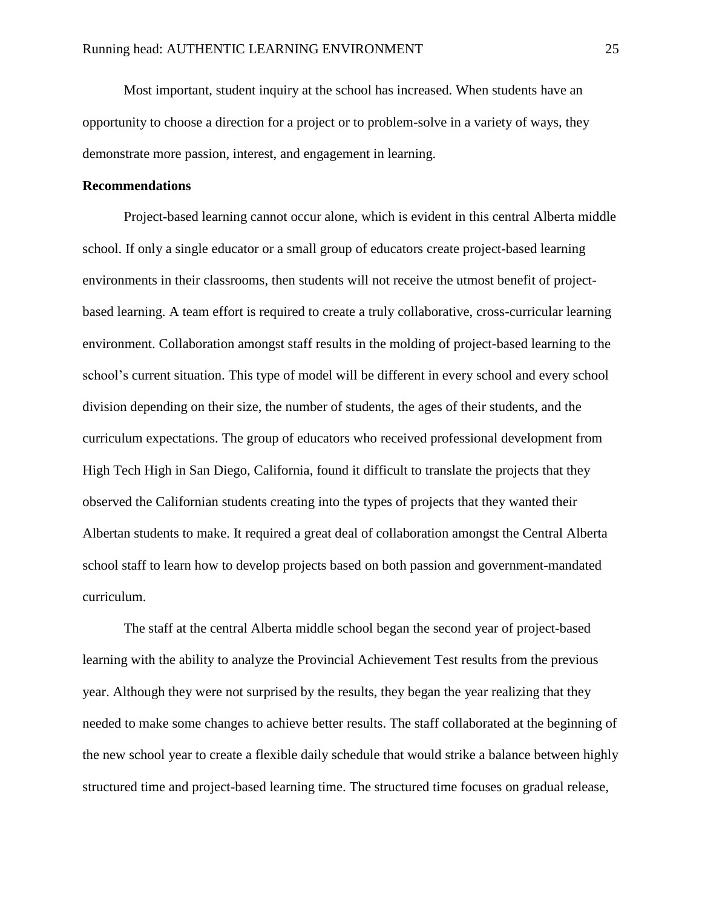Most important, student inquiry at the school has increased. When students have an opportunity to choose a direction for a project or to problem-solve in a variety of ways, they demonstrate more passion, interest, and engagement in learning.

## Recommendations

Project-based learning cannot occur alone, which is evident in this central Alberta middle school. If only a single educator or a small group of educators create project-based learning environments in their classrooms, then students will not receive the utmost benefit of project-based learning. A team effort is required to create a truly collaborative, cross-curricular learning environment. Collaboration amongst staff results in the molding of project-based learning to the school's current situation. This type of model will be different in every school and every school division depending on their size, the number of students, the ages of their students, and the curriculum expectations. The group of educators who received professional development from High Tech High in San Diego, California, found it difficult to translate the projects that they observed the Californian students creating into the types of projects that they wanted their Albertan students to make. It required a great deal of collaboration amongst the Central Alberta school staff to learn how to develop projects based on both passion and government-mandated curriculum.

The staff at the central Alberta middle school began the second year of project-based learning with the ability to analyze the Provincial Achievement Test results from the previous year. Although they were not surprised by the results, they began the year realizing that they needed to make some changes to achieve better results. The staff collaborated at the beginning of the new school year to create a flexible daily schedule that would strike a balance between highly structured time and project-based learning time. The structured time focuses on gradual release,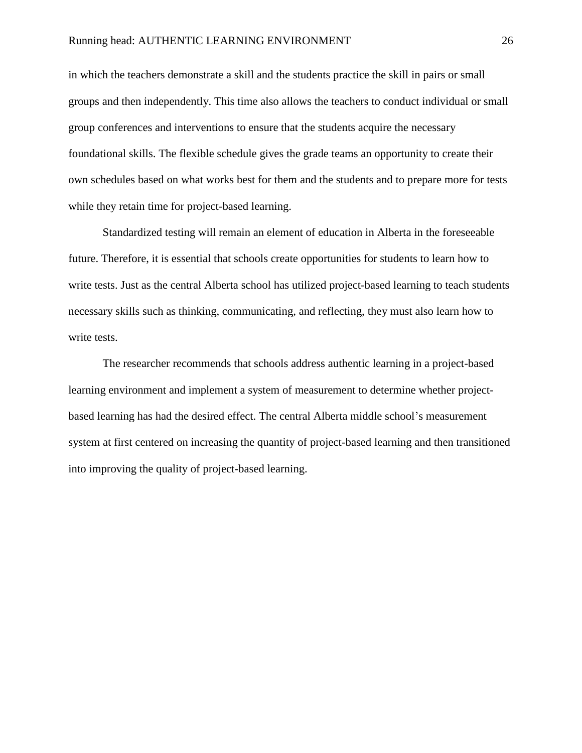in which the teachers demonstrate a skill and the students practice the skill in pairs or small groups and then independently. This time also allows the teachers to conduct individual or small group conferences and interventions to ensure that the students acquire the necessary foundational skills. The flexible schedule gives the grade teams an opportunity to create their own schedules based on what works best for them and the students and to prepare more for tests while they retain time for project-based learning.

Standardized testing will remain an element of education in Alberta in the foreseeable future. Therefore, it is essential that schools create opportunities for students to learn how to write tests. Just as the central Alberta school has utilized project-based learning to teach students necessary skills such as thinking, communicating, and reflecting, they must also learn how to write tests.

The researcher recommends that schools address authentic learning in a project-based learning environment and implement a system of measurement to determine whether project-based learning has had the desired effect. The central Alberta middle school's measurement system at first centered on increasing the quantity of project-based learning and then transitioned into improving the quality of project-based learning.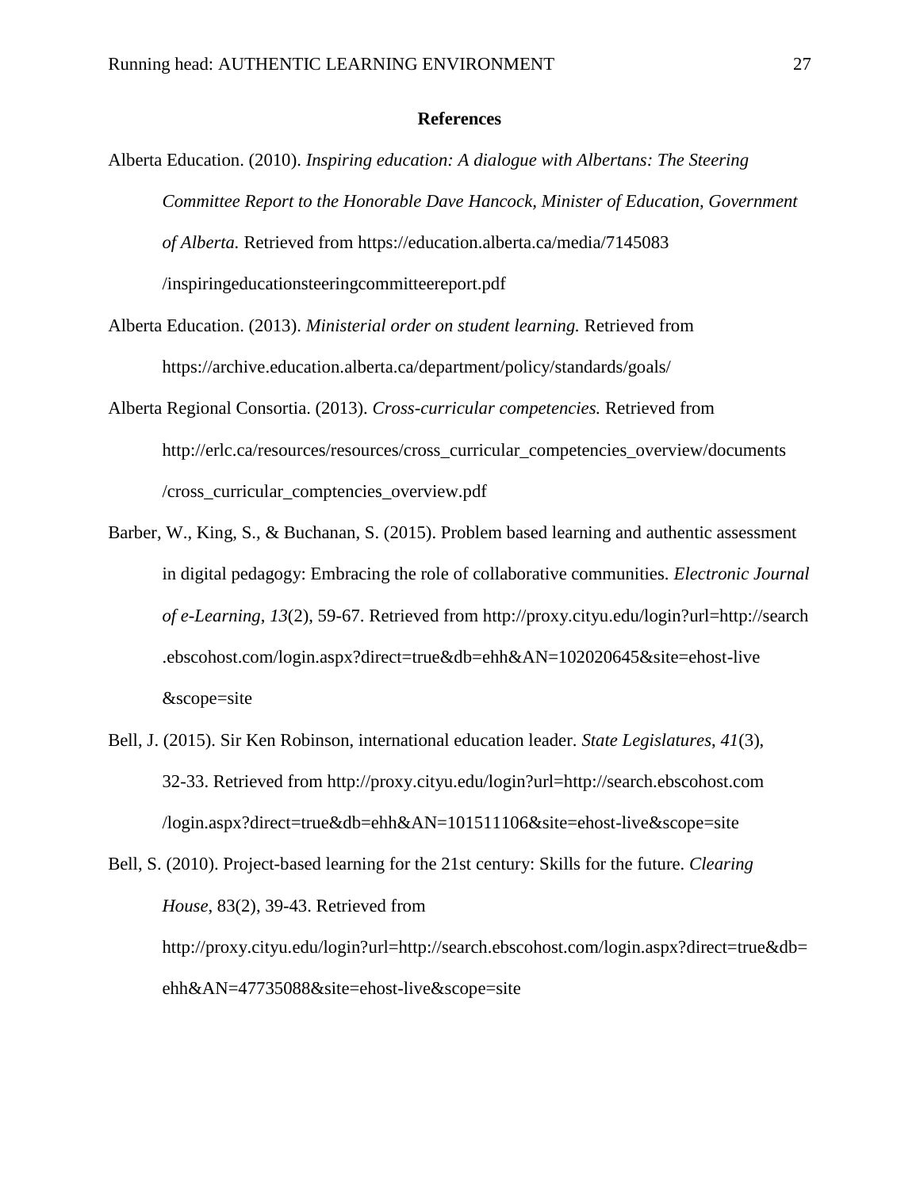# References

Alberta Education. (2010). *Inspiring education: A dialogue with Albertans: The Steering Committee Report to the Honorable Dave Hancock, Minister of Education, Government of Alberta.* Retrieved from https://education.alberta.ca/media/7145083/inspiringeducationsteeringcommitteereport.pdf

Alberta Education. (2013). *Ministerial order on student learning.* Retrieved from https://archive.education.alberta.ca/department/policy/standards/goals/

Alberta Regional Consortia. (2013). *Cross-curricular competencies.* Retrieved from http://erlc.ca/resources/resources/cross_curricular_competencies_overview/documents/cross_curricular_comptencies_overview.pdf

Barber, W., King, S., & Buchanan, S. (2015). Problem based learning and authentic assessment in digital pedagogy: Embracing the role of collaborative communities. *Electronic Journal of e-Learning*, *13*(2), 59-67. Retrieved from http://proxy.cityu.edu/login?url=http://search.ebscohost.com/login.aspx?direct=true&db=ehh&AN=102020645&site=ehost-live&scope=site

Bell, J. (2015). Sir Ken Robinson, international education leader. *State Legislatures*, *41*(3), 32-33. Retrieved from http://proxy.cityu.edu/login?url=http://search.ebscohost.com/login.aspx?direct=true&db=ehh&AN=101511106&site=ehost-live&scope=site

Bell, S. (2010). Project-based learning for the 21st century: Skills for the future. *Clearing House*, 83(2), 39-43. Retrieved from http://proxy.cityu.edu/login?url=http://search.ebscohost.com/login.aspx?direct=true&db=ehh&AN=47735088&site=ehost-live&scope=site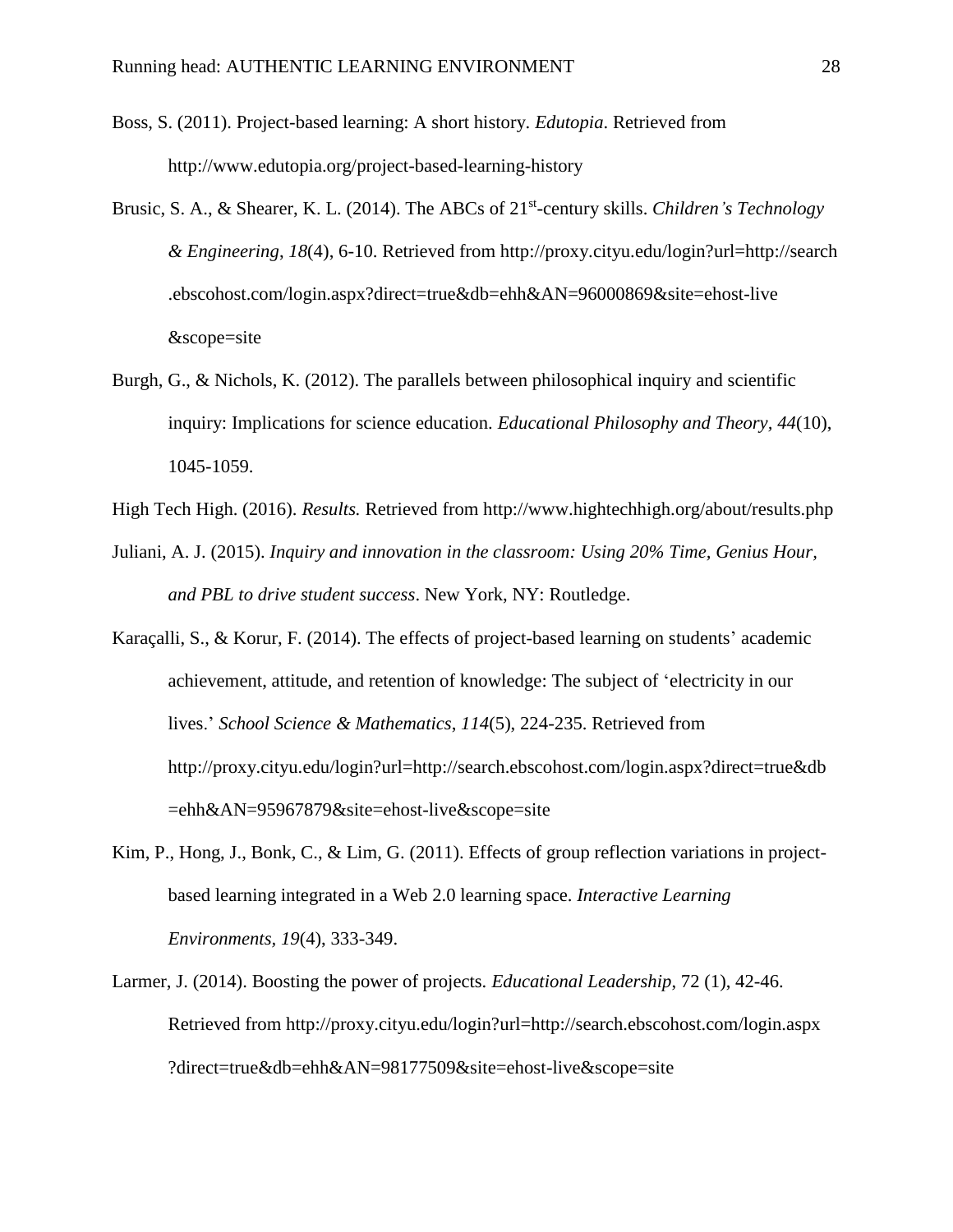Boss, S. (2011). Project-based learning: A short history. *Edutopia*. Retrieved from http://www.edutopia.org/project-based-learning-history

Brusic, S. A., & Shearer, K. L. (2014). The ABCs of 21st-century skills. *Children's Technology & Engineering*, *18*(4), 6-10. Retrieved from http://proxy.cityu.edu/login?url=http://search.ebscohost.com/login.aspx?direct=true&db=ehh&AN=96000869&site=ehost-live&scope=site

Burgh, G., & Nichols, K. (2012). The parallels between philosophical inquiry and scientific inquiry: Implications for science education. *Educational Philosophy and Theory*, *44*(10), 1045-1059.

High Tech High. (2016). *Results.* Retrieved from http://www.hightechhigh.org/about/results.php

Juliani, A. J. (2015). *Inquiry and innovation in the classroom: Using 20% Time, Genius Hour, and PBL to drive student success*. New York, NY: Routledge.

Karaçalli, S., & Korur, F. (2014). The effects of project-based learning on students' academic achievement, attitude, and retention of knowledge: The subject of 'electricity in our lives.' *School Science & Mathematics*, *114*(5), 224-235. Retrieved from http://proxy.cityu.edu/login?url=http://search.ebscohost.com/login.aspx?direct=true&db=ehh&AN=95967879&site=ehost-live&scope=site

Kim, P., Hong, J., Bonk, C., & Lim, G. (2011). Effects of group reflection variations in project-based learning integrated in a Web 2.0 learning space. *Interactive Learning Environments*, *19*(4), 333-349.

Larmer, J. (2014). Boosting the power of projects. *Educational Leadership*, 72 (1), 42-46. Retrieved from http://proxy.cityu.edu/login?url=http://search.ebscohost.com/login.aspx?direct=true&db=ehh&AN=98177509&site=ehost-live&scope=site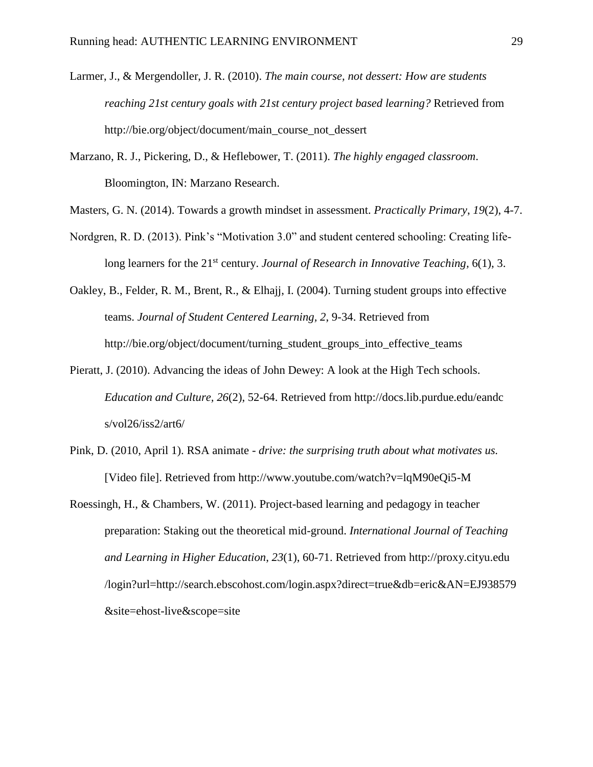Larmer, J., & Mergendoller, J. R. (2010). *The main course, not dessert: How are students reaching 21st century goals with 21st century project based learning?* Retrieved from http://bie.org/object/document/main_course_not_dessert

Marzano, R. J., Pickering, D., & Heflebower, T. (2011). *The highly engaged classroom*. Bloomington, IN: Marzano Research.

Masters, G. N. (2014). Towards a growth mindset in assessment. *Practically Primary*, *19*(2), 4-7.

Nordgren, R. D. (2013). Pink's "Motivation 3.0" and student centered schooling: Creating life-long learners for the 21st century. *Journal of Research in Innovative Teaching*, 6(1), 3.

Oakley, B., Felder, R. M., Brent, R., & Elhajj, I. (2004). Turning student groups into effective teams. *Journal of Student Centered Learning*, *2*, 9-34. Retrieved from http://bie.org/object/document/turning_student_groups_into_effective_teams

Pieratt, J. (2010). Advancing the ideas of John Dewey: A look at the High Tech schools. *Education and Culture, 26*(2), 52-64. Retrieved from http://docs.lib.purdue.edu/eandcs/vol26/iss2/art6/

Pink, D. (2010, April 1). RSA animate - *drive: the surprising truth about what motivates us.* [Video file]. Retrieved from http://www.youtube.com/watch?v=lqM90eQi5-M

Roessingh, H., & Chambers, W. (2011). Project-based learning and pedagogy in teacher preparation: Staking out the theoretical mid-ground. *International Journal of Teaching and Learning in Higher Education*, *23*(1), 60-71. Retrieved from http://proxy.cityu.edu/login?url=http://search.ebscohost.com/login.aspx?direct=true&db=eric&AN=EJ938579&site=ehost-live&scope=site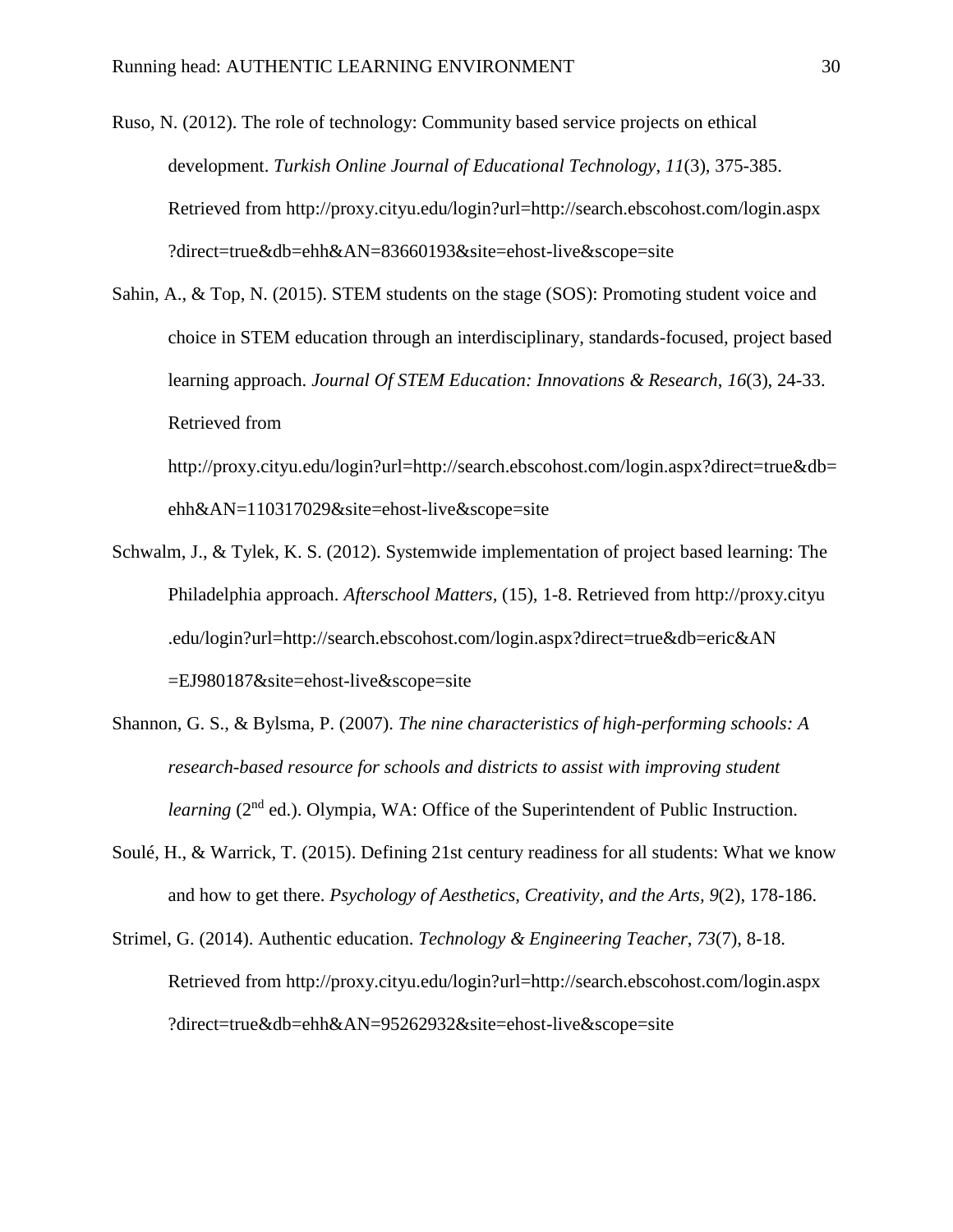Ruso, N. (2012). The role of technology: Community based service projects on ethical development. *Turkish Online Journal of Educational Technology*, *11*(3), 375-385. Retrieved from http://proxy.cityu.edu/login?url=http://search.ebscohost.com/login.aspx?direct=true&db=ehh&AN=83660193&site=ehost-live&scope=site

Sahin, A., & Top, N. (2015). STEM students on the stage (SOS): Promoting student voice and choice in STEM education through an interdisciplinary, standards-focused, project based learning approach. *Journal Of STEM Education: Innovations & Research*, *16*(3), 24-33. Retrieved from http://proxy.cityu.edu/login?url=http://search.ebscohost.com/login.aspx?direct=true&db=ehh&AN=110317029&site=ehost-live&scope=site

Schwalm, J., & Tylek, K. S. (2012). Systemwide implementation of project based learning: The Philadelphia approach. *Afterschool Matters,* (15), 1-8. Retrieved from http://proxy.cityu.edu/login?url=http://search.ebscohost.com/login.aspx?direct=true&db=eric&AN=EJ980187&site=ehost-live&scope=site

Shannon, G. S., & Bylsma, P. (2007). *The nine characteristics of high-performing schools: A research-based resource for schools and districts to assist with improving student learning* (2nd ed.). Olympia, WA: Office of the Superintendent of Public Instruction.

Soulé, H., & Warrick, T. (2015). Defining 21st century readiness for all students: What we know and how to get there. *Psychology of Aesthetics, Creativity, and the Arts, 9*(2), 178-186.

Strimel, G. (2014). Authentic education. *Technology & Engineering Teacher*, *73*(7), 8-18. Retrieved from http://proxy.cityu.edu/login?url=http://search.ebscohost.com/login.aspx?direct=true&db=ehh&AN=95262932&site=ehost-live&scope=site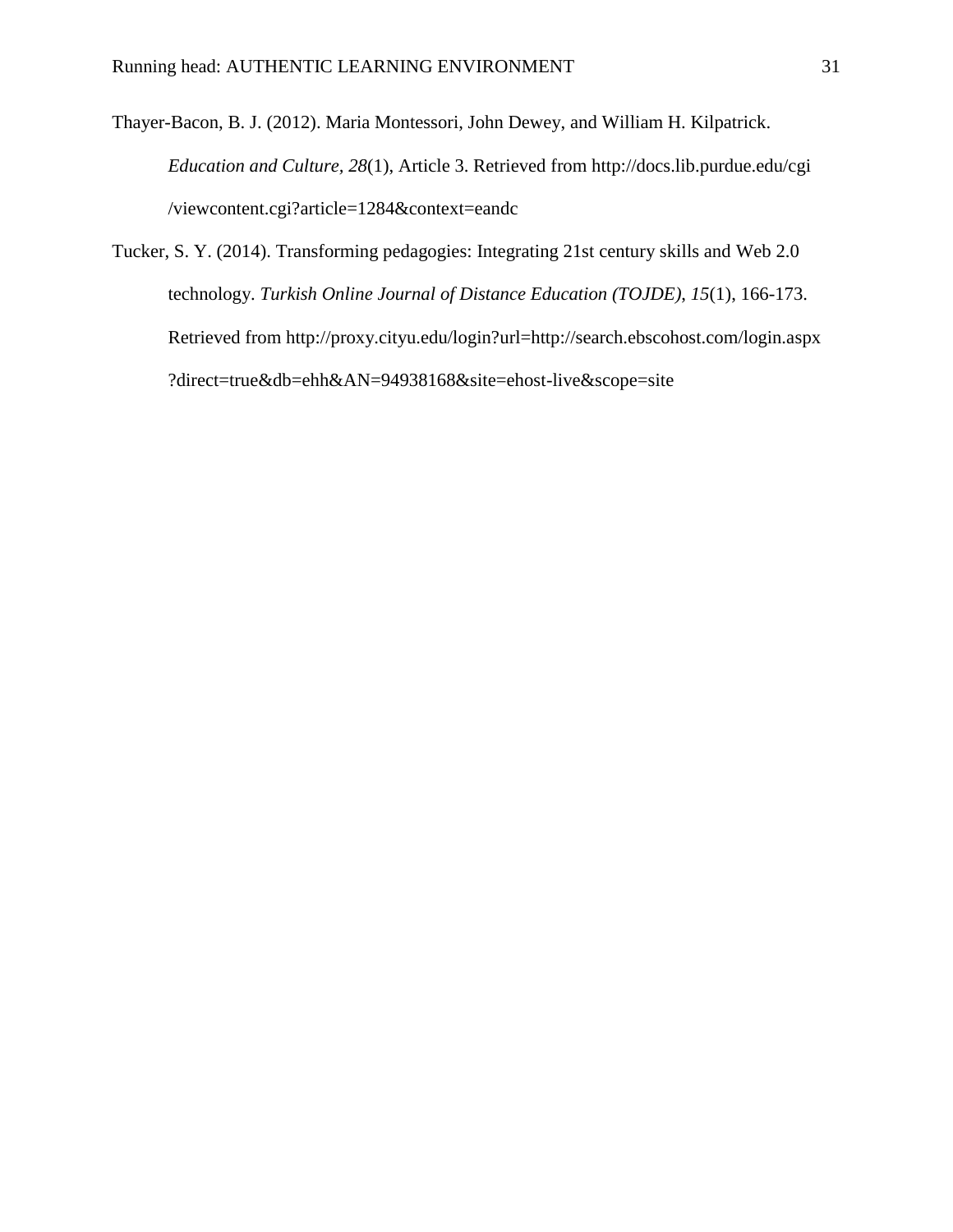Thayer-Bacon, B. J. (2012). Maria Montessori, John Dewey, and William H. Kilpatrick. *Education and Culture, 28*(1), Article 3. Retrieved from http://docs.lib.purdue.edu/cgi/viewcontent.cgi?article=1284&context=eandc

Tucker, S. Y. (2014). Transforming pedagogies: Integrating 21st century skills and Web 2.0 technology. *Turkish Online Journal of Distance Education (TOJDE), 15*(1), 166-173. Retrieved from http://proxy.cityu.edu/login?url=http://search.ebscohost.com/login.aspx?direct=true&db=ehh&AN=94938168&site=ehost-live&scope=site